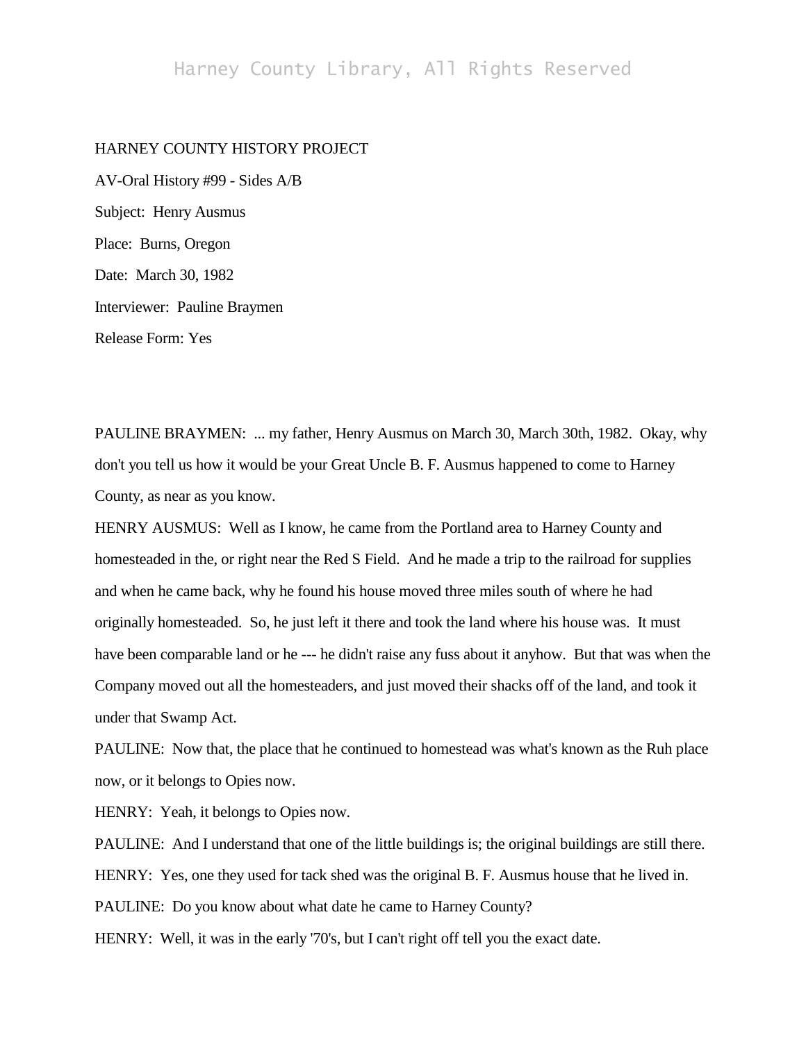HARNEY COUNTY HISTORY PROJECT

AV-Oral History #99 - Sides A/B

Subject: Henry Ausmus

Place: Burns, Oregon

Date: March 30, 1982

Interviewer: Pauline Braymen

Release Form: Yes

PAULINE BRAYMEN: ... my father, Henry Ausmus on March 30, March 30th, 1982. Okay, why don't you tell us how it would be your Great Uncle B. F. Ausmus happened to come to Harney County, as near as you know.

HENRY AUSMUS: Well as I know, he came from the Portland area to Harney County and homesteaded in the, or right near the Red S Field. And he made a trip to the railroad for supplies and when he came back, why he found his house moved three miles south of where he had originally homesteaded. So, he just left it there and took the land where his house was. It must have been comparable land or he --- he didn't raise any fuss about it anyhow. But that was when the Company moved out all the homesteaders, and just moved their shacks off of the land, and took it under that Swamp Act.

PAULINE: Now that, the place that he continued to homestead was what's known as the Ruh place now, or it belongs to Opies now.

HENRY: Yeah, it belongs to Opies now.

PAULINE: And I understand that one of the little buildings is; the original buildings are still there.

HENRY: Yes, one they used for tack shed was the original B. F. Ausmus house that he lived in.

PAULINE: Do you know about what date he came to Harney County?

HENRY: Well, it was in the early '70's, but I can't right off tell you the exact date.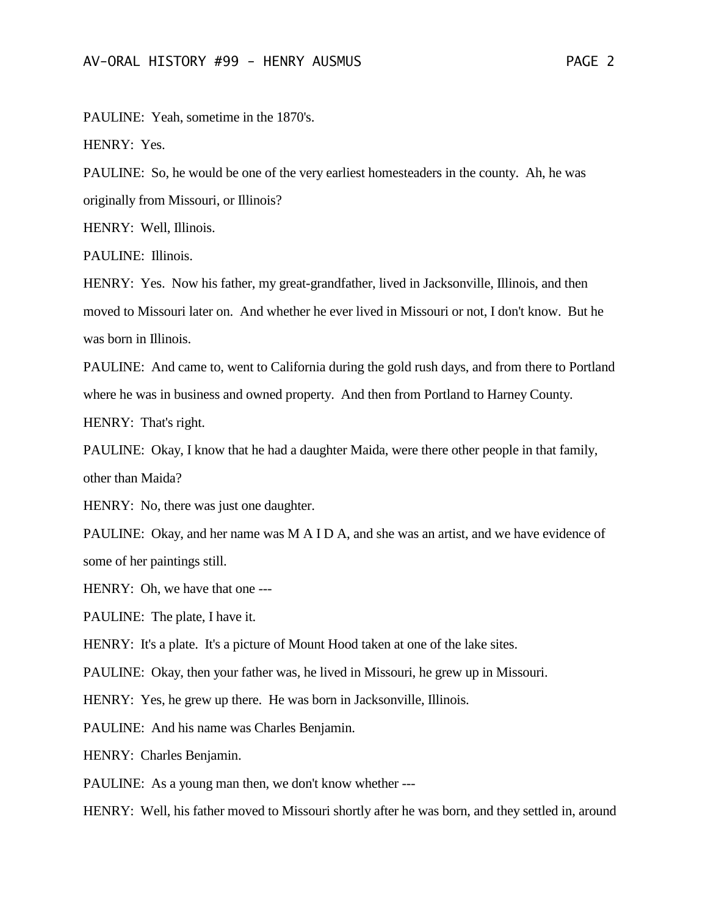PAULINE: Yeah, sometime in the 1870's.

HENRY: Yes.

PAULINE: So, he would be one of the very earliest homesteaders in the county. Ah, he was originally from Missouri, or Illinois?

HENRY: Well, Illinois.

PAULINE: Illinois.

HENRY: Yes. Now his father, my great-grandfather, lived in Jacksonville, Illinois, and then moved to Missouri later on. And whether he ever lived in Missouri or not, I don't know. But he was born in Illinois.

PAULINE: And came to, went to California during the gold rush days, and from there to Portland where he was in business and owned property. And then from Portland to Harney County.

HENRY: That's right.

PAULINE: Okay, I know that he had a daughter Maida, were there other people in that family, other than Maida?

HENRY: No, there was just one daughter.

PAULINE: Okay, and her name was M A I D A, and she was an artist, and we have evidence of some of her paintings still.

HENRY: Oh, we have that one ---

PAULINE: The plate, I have it.

HENRY: It's a plate. It's a picture of Mount Hood taken at one of the lake sites.

PAULINE: Okay, then your father was, he lived in Missouri, he grew up in Missouri.

HENRY: Yes, he grew up there. He was born in Jacksonville, Illinois.

PAULINE: And his name was Charles Benjamin.

HENRY: Charles Benjamin.

PAULINE: As a young man then, we don't know whether ---

HENRY: Well, his father moved to Missouri shortly after he was born, and they settled in, around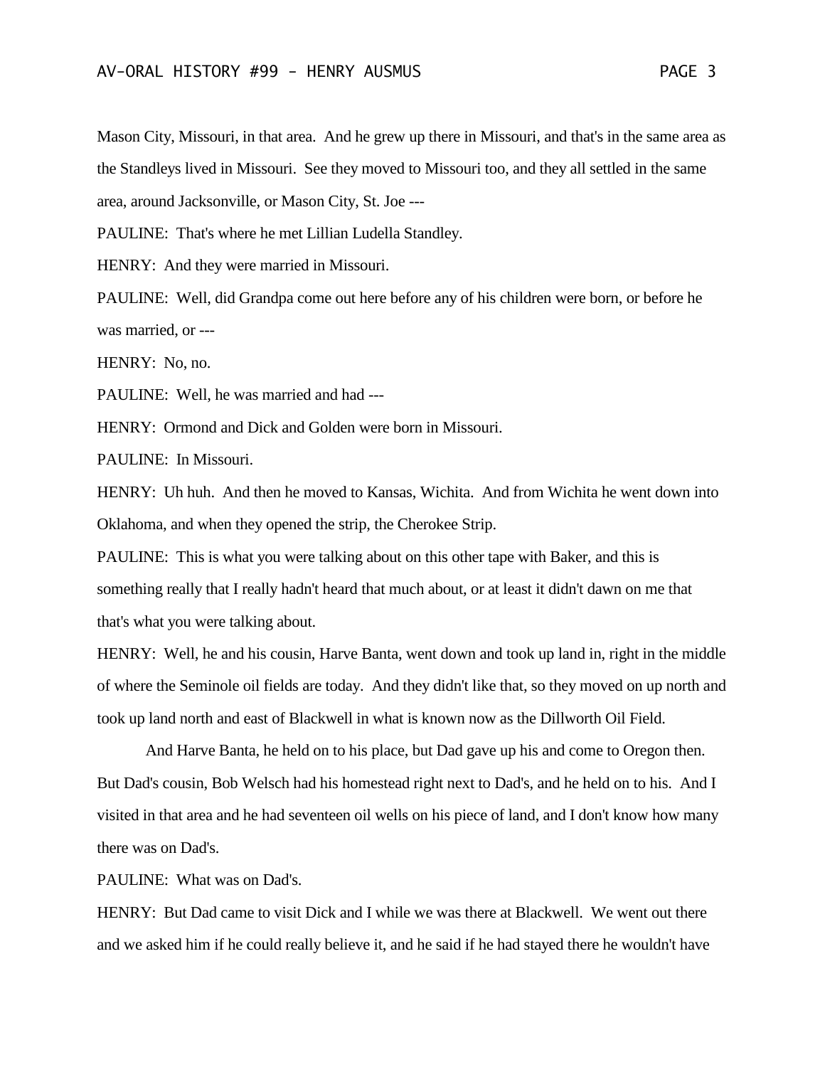Mason City, Missouri, in that area. And he grew up there in Missouri, and that's in the same area as the Standleys lived in Missouri. See they moved to Missouri too, and they all settled in the same area, around Jacksonville, or Mason City, St. Joe ---

PAULINE: That's where he met Lillian Ludella Standley.

HENRY: And they were married in Missouri.

PAULINE: Well, did Grandpa come out here before any of his children were born, or before he was married, or ---

HENRY: No, no.

PAULINE: Well, he was married and had ---

HENRY: Ormond and Dick and Golden were born in Missouri.

PAULINE: In Missouri.

HENRY: Uh huh. And then he moved to Kansas, Wichita. And from Wichita he went down into Oklahoma, and when they opened the strip, the Cherokee Strip.

PAULINE: This is what you were talking about on this other tape with Baker, and this is something really that I really hadn't heard that much about, or at least it didn't dawn on me that that's what you were talking about.

HENRY: Well, he and his cousin, Harve Banta, went down and took up land in, right in the middle of where the Seminole oil fields are today. And they didn't like that, so they moved on up north and took up land north and east of Blackwell in what is known now as the Dillworth Oil Field.

And Harve Banta, he held on to his place, but Dad gave up his and come to Oregon then. But Dad's cousin, Bob Welsch had his homestead right next to Dad's, and he held on to his. And I visited in that area and he had seventeen oil wells on his piece of land, and I don't know how many there was on Dad's.

PAULINE: What was on Dad's.

HENRY: But Dad came to visit Dick and I while we was there at Blackwell. We went out there and we asked him if he could really believe it, and he said if he had stayed there he wouldn't have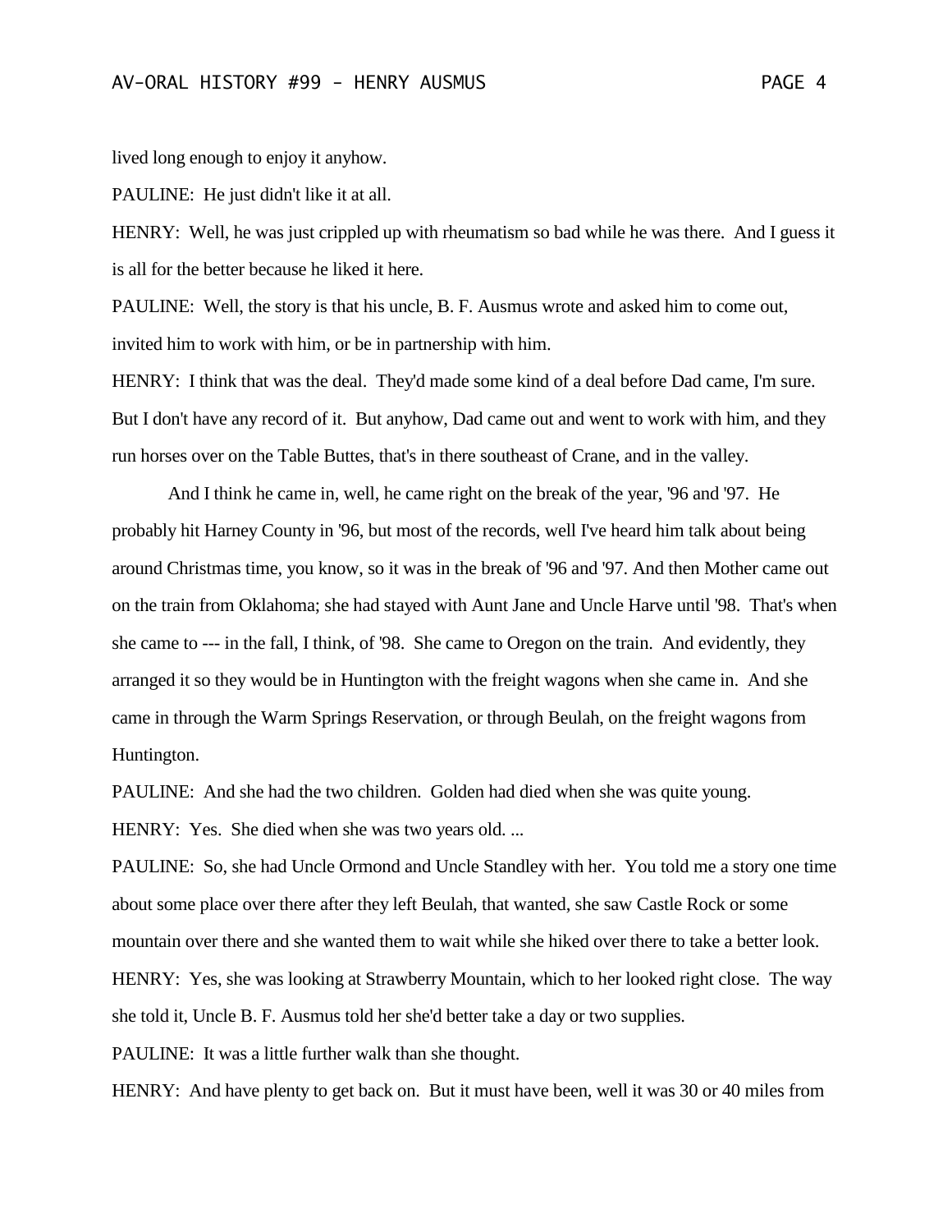lived long enough to enjoy it anyhow.

PAULINE: He just didn't like it at all.

HENRY: Well, he was just crippled up with rheumatism so bad while he was there. And I guess it is all for the better because he liked it here.

PAULINE: Well, the story is that his uncle, B. F. Ausmus wrote and asked him to come out, invited him to work with him, or be in partnership with him.

HENRY: I think that was the deal. They'd made some kind of a deal before Dad came, I'm sure. But I don't have any record of it. But anyhow, Dad came out and went to work with him, and they run horses over on the Table Buttes, that's in there southeast of Crane, and in the valley.

And I think he came in, well, he came right on the break of the year, '96 and '97. He probably hit Harney County in '96, but most of the records, well I've heard him talk about being around Christmas time, you know, so it was in the break of '96 and '97. And then Mother came out on the train from Oklahoma; she had stayed with Aunt Jane and Uncle Harve until '98. That's when she came to --- in the fall, I think, of '98. She came to Oregon on the train. And evidently, they arranged it so they would be in Huntington with the freight wagons when she came in. And she came in through the Warm Springs Reservation, or through Beulah, on the freight wagons from Huntington.

PAULINE: And she had the two children. Golden had died when she was quite young.

HENRY: Yes. She died when she was two years old. ...

PAULINE: So, she had Uncle Ormond and Uncle Standley with her. You told me a story one time about some place over there after they left Beulah, that wanted, she saw Castle Rock or some mountain over there and she wanted them to wait while she hiked over there to take a better look.

HENRY: Yes, she was looking at Strawberry Mountain, which to her looked right close. The way she told it, Uncle B. F. Ausmus told her she'd better take a day or two supplies.

PAULINE: It was a little further walk than she thought.

HENRY: And have plenty to get back on. But it must have been, well it was 30 or 40 miles from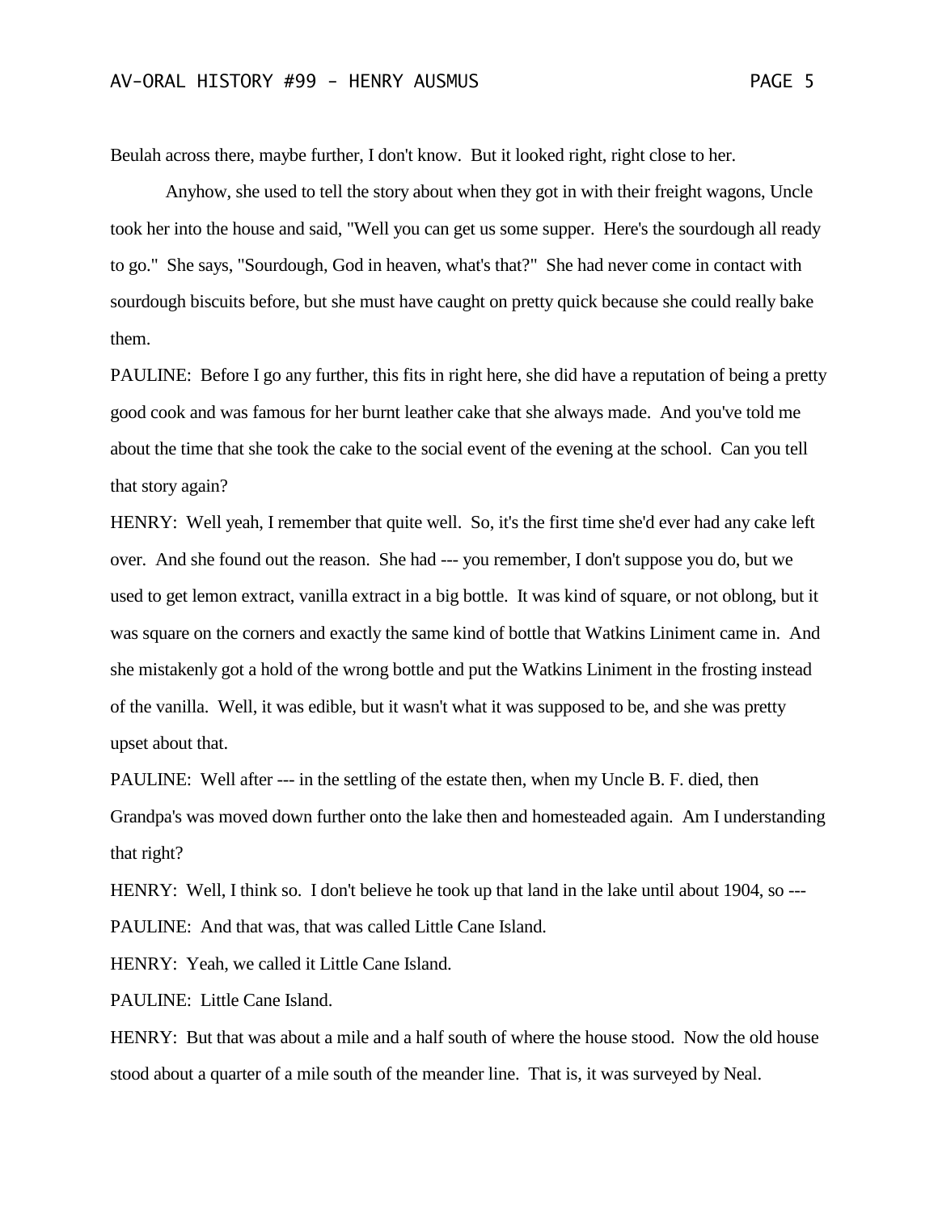Beulah across there, maybe further, I don't know. But it looked right, right close to her.

Anyhow, she used to tell the story about when they got in with their freight wagons, Uncle took her into the house and said, "Well you can get us some supper. Here's the sourdough all ready to go." She says, "Sourdough, God in heaven, what's that?" She had never come in contact with sourdough biscuits before, but she must have caught on pretty quick because she could really bake them.

PAULINE: Before I go any further, this fits in right here, she did have a reputation of being a pretty good cook and was famous for her burnt leather cake that she always made. And you've told me about the time that she took the cake to the social event of the evening at the school. Can you tell that story again?

HENRY: Well yeah, I remember that quite well. So, it's the first time she'd ever had any cake left over. And she found out the reason. She had --- you remember, I don't suppose you do, but we used to get lemon extract, vanilla extract in a big bottle. It was kind of square, or not oblong, but it was square on the corners and exactly the same kind of bottle that Watkins Liniment came in. And she mistakenly got a hold of the wrong bottle and put the Watkins Liniment in the frosting instead of the vanilla. Well, it was edible, but it wasn't what it was supposed to be, and she was pretty upset about that.

PAULINE: Well after --- in the settling of the estate then, when my Uncle B. F. died, then Grandpa's was moved down further onto the lake then and homesteaded again. Am I understanding that right?

HENRY: Well, I think so. I don't believe he took up that land in the lake until about 1904, so ---

PAULINE: And that was, that was called Little Cane Island.

HENRY: Yeah, we called it Little Cane Island.

PAULINE: Little Cane Island.

HENRY: But that was about a mile and a half south of where the house stood. Now the old house stood about a quarter of a mile south of the meander line. That is, it was surveyed by Neal.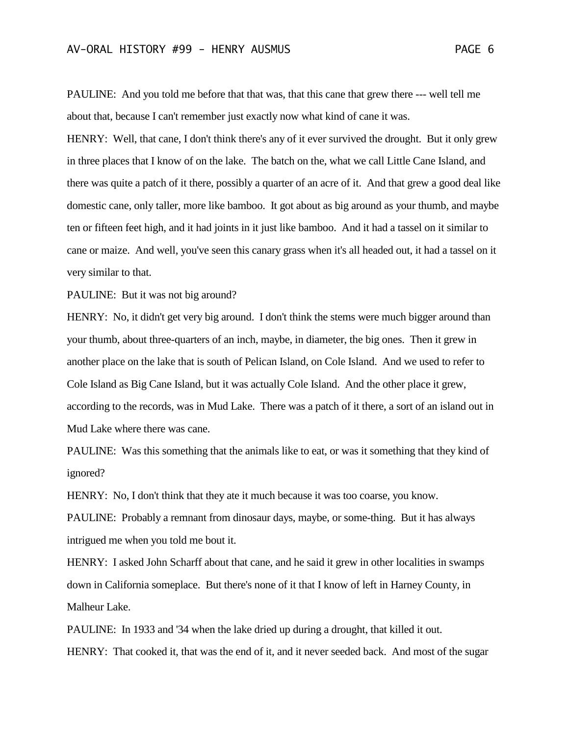PAULINE: And you told me before that that was, that this cane that grew there --- well tell me about that, because I can't remember just exactly now what kind of cane it was.

HENRY: Well, that cane, I don't think there's any of it ever survived the drought. But it only grew in three places that I know of on the lake. The batch on the, what we call Little Cane Island, and there was quite a patch of it there, possibly a quarter of an acre of it. And that grew a good deal like domestic cane, only taller, more like bamboo. It got about as big around as your thumb, and maybe ten or fifteen feet high, and it had joints in it just like bamboo. And it had a tassel on it similar to cane or maize. And well, you've seen this canary grass when it's all headed out, it had a tassel on it very similar to that.

PAULINE: But it was not big around?

HENRY: No, it didn't get very big around. I don't think the stems were much bigger around than your thumb, about three-quarters of an inch, maybe, in diameter, the big ones. Then it grew in another place on the lake that is south of Pelican Island, on Cole Island. And we used to refer to Cole Island as Big Cane Island, but it was actually Cole Island. And the other place it grew, according to the records, was in Mud Lake. There was a patch of it there, a sort of an island out in Mud Lake where there was cane.

PAULINE: Was this something that the animals like to eat, or was it something that they kind of ignored?

HENRY: No, I don't think that they ate it much because it was too coarse, you know.

PAULINE: Probably a remnant from dinosaur days, maybe, or some-thing. But it has always intrigued me when you told me bout it.

HENRY: I asked John Scharff about that cane, and he said it grew in other localities in swamps down in California someplace. But there's none of it that I know of left in Harney County, in Malheur Lake.

PAULINE: In 1933 and '34 when the lake dried up during a drought, that killed it out.

HENRY: That cooked it, that was the end of it, and it never seeded back. And most of the sugar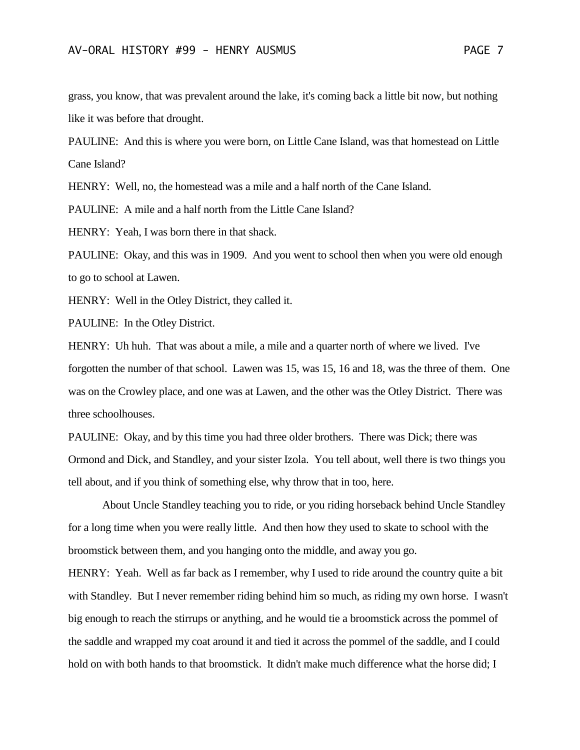grass, you know, that was prevalent around the lake, it's coming back a little bit now, but nothing like it was before that drought.

PAULINE: And this is where you were born, on Little Cane Island, was that homestead on Little Cane Island?

HENRY: Well, no, the homestead was a mile and a half north of the Cane Island.

PAULINE: A mile and a half north from the Little Cane Island?

HENRY: Yeah, I was born there in that shack.

PAULINE: Okay, and this was in 1909. And you went to school then when you were old enough to go to school at Lawen.

HENRY: Well in the Otley District, they called it.

PAULINE: In the Otley District.

HENRY: Uh huh. That was about a mile, a mile and a quarter north of where we lived. I've forgotten the number of that school. Lawen was 15, was 15, 16 and 18, was the three of them. One was on the Crowley place, and one was at Lawen, and the other was the Otley District. There was three schoolhouses.

PAULINE: Okay, and by this time you had three older brothers. There was Dick; there was Ormond and Dick, and Standley, and your sister Izola. You tell about, well there is two things you tell about, and if you think of something else, why throw that in too, here.

About Uncle Standley teaching you to ride, or you riding horseback behind Uncle Standley for a long time when you were really little. And then how they used to skate to school with the broomstick between them, and you hanging onto the middle, and away you go.

HENRY: Yeah. Well as far back as I remember, why I used to ride around the country quite a bit with Standley. But I never remember riding behind him so much, as riding my own horse. I wasn't big enough to reach the stirrups or anything, and he would tie a broomstick across the pommel of the saddle and wrapped my coat around it and tied it across the pommel of the saddle, and I could hold on with both hands to that broomstick. It didn't make much difference what the horse did; I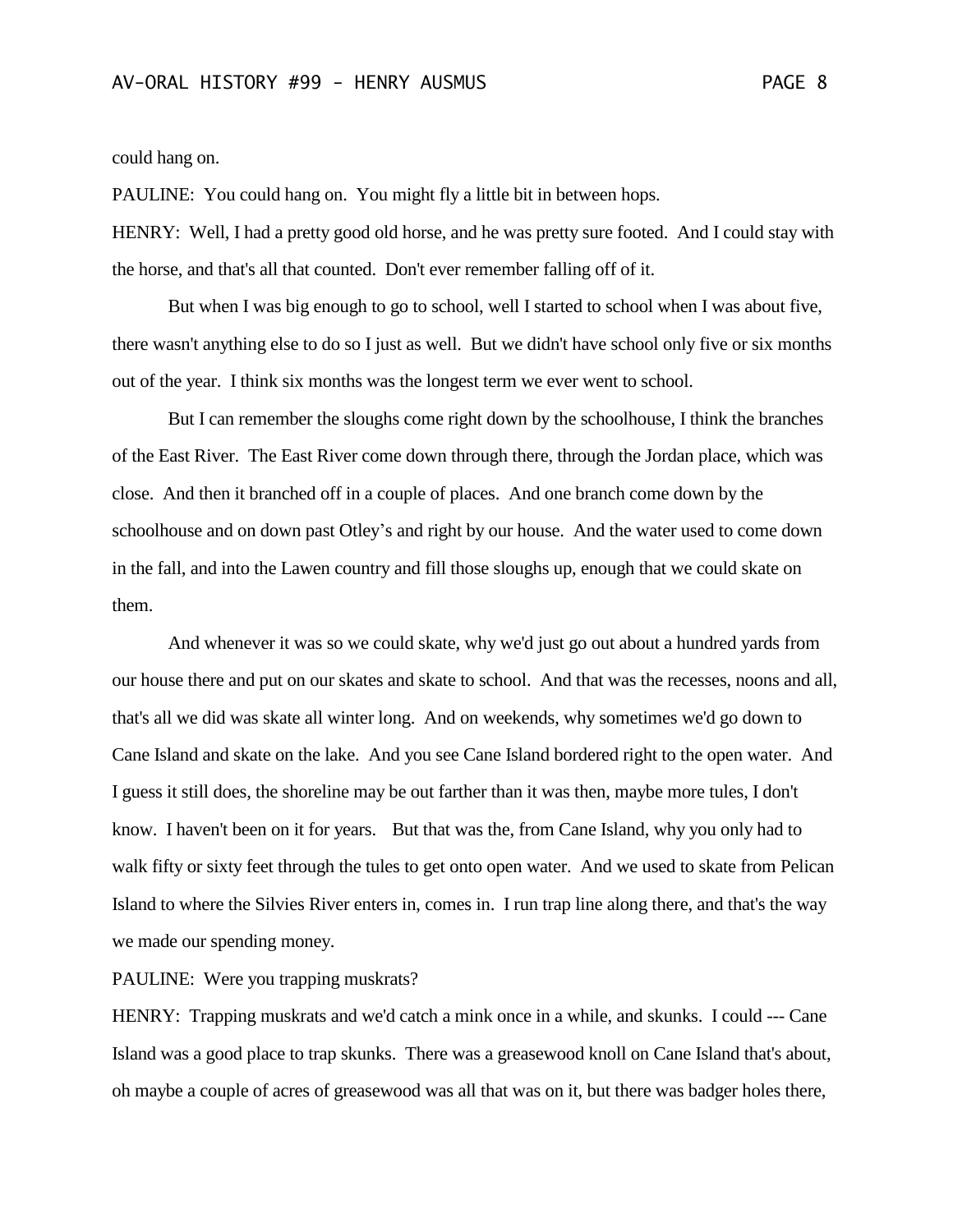could hang on.

PAULINE: You could hang on. You might fly a little bit in between hops.

HENRY: Well, I had a pretty good old horse, and he was pretty sure footed. And I could stay with the horse, and that's all that counted. Don't ever remember falling off of it.

But when I was big enough to go to school, well I started to school when I was about five, there wasn't anything else to do so I just as well. But we didn't have school only five or six months out of the year. I think six months was the longest term we ever went to school.

But I can remember the sloughs come right down by the schoolhouse, I think the branches of the East River. The East River come down through there, through the Jordan place, which was close. And then it branched off in a couple of places. And one branch come down by the schoolhouse and on down past Otley's and right by our house. And the water used to come down in the fall, and into the Lawen country and fill those sloughs up, enough that we could skate on them.

And whenever it was so we could skate, why we'd just go out about a hundred yards from our house there and put on our skates and skate to school. And that was the recesses, noons and all, that's all we did was skate all winter long. And on weekends, why sometimes we'd go down to Cane Island and skate on the lake. And you see Cane Island bordered right to the open water. And I guess it still does, the shoreline may be out farther than it was then, maybe more tules, I don't know. I haven't been on it for years. But that was the, from Cane Island, why you only had to walk fifty or sixty feet through the tules to get onto open water. And we used to skate from Pelican Island to where the Silvies River enters in, comes in. I run trap line along there, and that's the way we made our spending money.

PAULINE: Were you trapping muskrats?

HENRY: Trapping muskrats and we'd catch a mink once in a while, and skunks. I could --- Cane Island was a good place to trap skunks. There was a greasewood knoll on Cane Island that's about, oh maybe a couple of acres of greasewood was all that was on it, but there was badger holes there,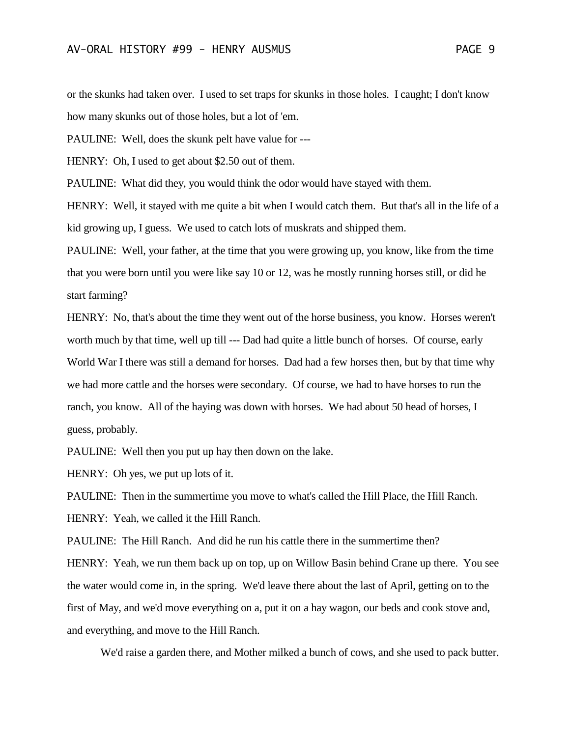or the skunks had taken over. I used to set traps for skunks in those holes. I caught; I don't know how many skunks out of those holes, but a lot of 'em.

PAULINE: Well, does the skunk pelt have value for ---

HENRY: Oh, I used to get about $2.50 out of them.

PAULINE: What did they, you would think the odor would have stayed with them.

HENRY: Well, it stayed with me quite a bit when I would catch them. But that's all in the life of a kid growing up, I guess. We used to catch lots of muskrats and shipped them.

PAULINE: Well, your father, at the time that you were growing up, you know, like from the time that you were born until you were like say 10 or 12, was he mostly running horses still, or did he start farming?

HENRY: No, that's about the time they went out of the horse business, you know. Horses weren't worth much by that time, well up till --- Dad had quite a little bunch of horses. Of course, early World War I there was still a demand for horses. Dad had a few horses then, but by that time why we had more cattle and the horses were secondary. Of course, we had to have horses to run the ranch, you know. All of the haying was down with horses. We had about 50 head of horses, I guess, probably.

PAULINE: Well then you put up hay then down on the lake.

HENRY: Oh yes, we put up lots of it.

PAULINE: Then in the summertime you move to what's called the Hill Place, the Hill Ranch.

HENRY: Yeah, we called it the Hill Ranch.

PAULINE: The Hill Ranch. And did he run his cattle there in the summertime then?

HENRY: Yeah, we run them back up on top, up on Willow Basin behind Crane up there. You see the water would come in, in the spring. We'd leave there about the last of April, getting on to the first of May, and we'd move everything on a, put it on a hay wagon, our beds and cook stove and, and everything, and move to the Hill Ranch.

We'd raise a garden there, and Mother milked a bunch of cows, and she used to pack butter.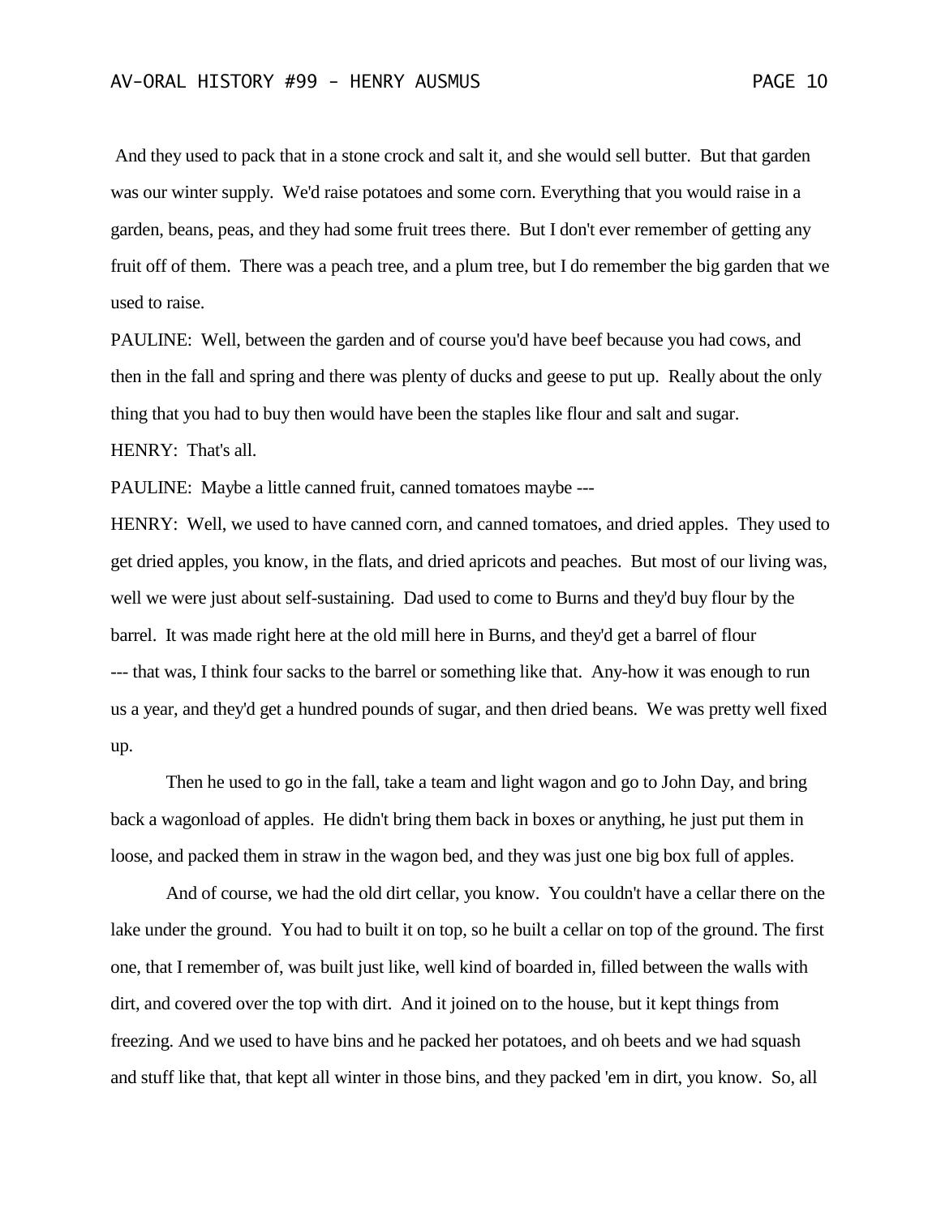And they used to pack that in a stone crock and salt it, and she would sell butter. But that garden was our winter supply. We'd raise potatoes and some corn. Everything that you would raise in a garden, beans, peas, and they had some fruit trees there. But I don't ever remember of getting any fruit off of them. There was a peach tree, and a plum tree, but I do remember the big garden that we used to raise.

PAULINE: Well, between the garden and of course you'd have beef because you had cows, and then in the fall and spring and there was plenty of ducks and geese to put up. Really about the only thing that you had to buy then would have been the staples like flour and salt and sugar.

HENRY: That's all.

PAULINE: Maybe a little canned fruit, canned tomatoes maybe ---

HENRY: Well, we used to have canned corn, and canned tomatoes, and dried apples. They used to get dried apples, you know, in the flats, and dried apricots and peaches. But most of our living was, well we were just about self-sustaining. Dad used to come to Burns and they'd buy flour by the barrel. It was made right here at the old mill here in Burns, and they'd get a barrel of flour --- that was, I think four sacks to the barrel or something like that. Any-how it was enough to run us a year, and they'd get a hundred pounds of sugar, and then dried beans. We was pretty well fixed up.

Then he used to go in the fall, take a team and light wagon and go to John Day, and bring back a wagonload of apples. He didn't bring them back in boxes or anything, he just put them in loose, and packed them in straw in the wagon bed, and they was just one big box full of apples.

And of course, we had the old dirt cellar, you know. You couldn't have a cellar there on the lake under the ground. You had to built it on top, so he built a cellar on top of the ground. The first one, that I remember of, was built just like, well kind of boarded in, filled between the walls with dirt, and covered over the top with dirt. And it joined on to the house, but it kept things from freezing. And we used to have bins and he packed her potatoes, and oh beets and we had squash and stuff like that, that kept all winter in those bins, and they packed 'em in dirt, you know. So, all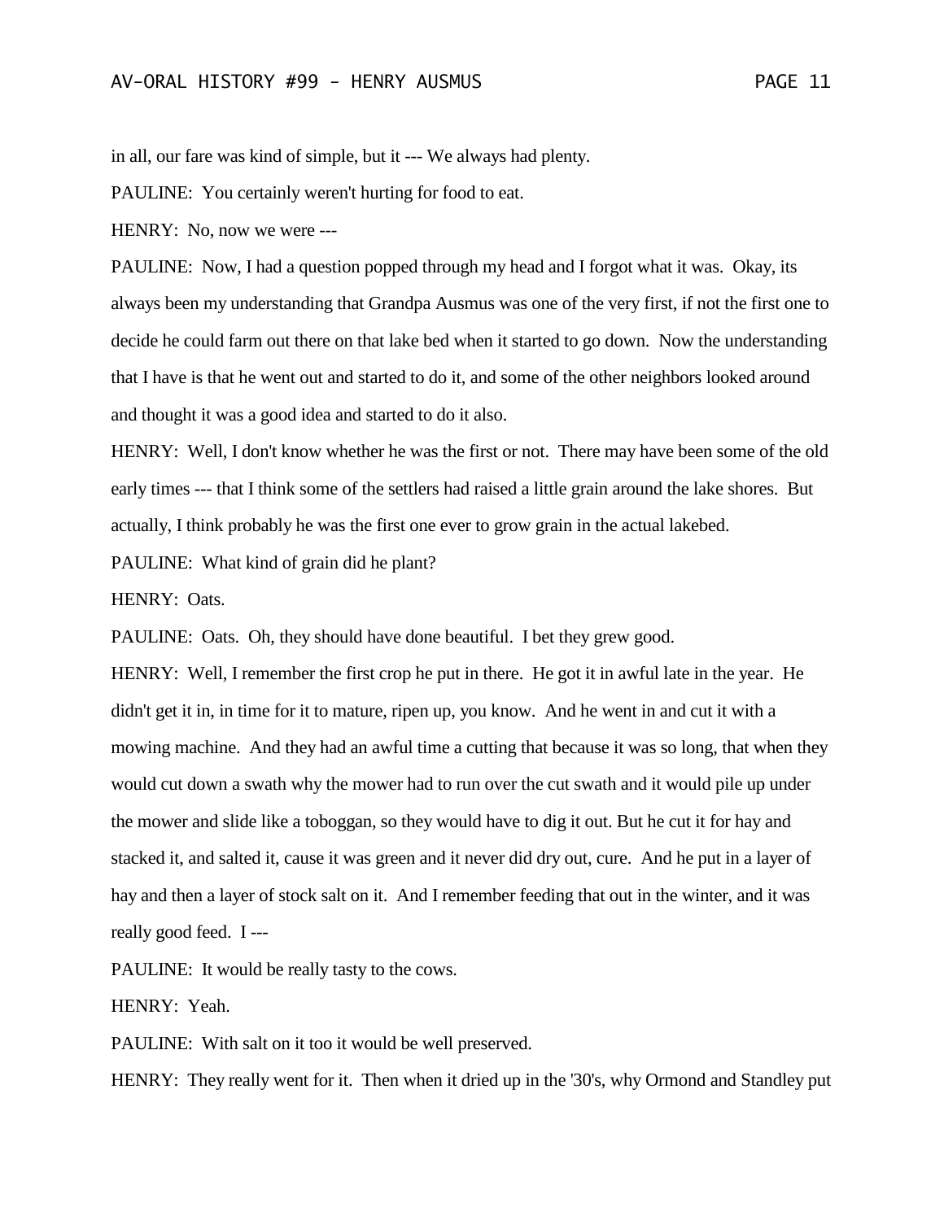in all, our fare was kind of simple, but it --- We always had plenty.

PAULINE: You certainly weren't hurting for food to eat.

HENRY: No, now we were ---

PAULINE: Now, I had a question popped through my head and I forgot what it was. Okay, its always been my understanding that Grandpa Ausmus was one of the very first, if not the first one to decide he could farm out there on that lake bed when it started to go down. Now the understanding that I have is that he went out and started to do it, and some of the other neighbors looked around and thought it was a good idea and started to do it also.

HENRY: Well, I don't know whether he was the first or not. There may have been some of the old early times --- that I think some of the settlers had raised a little grain around the lake shores. But actually, I think probably he was the first one ever to grow grain in the actual lakebed.

PAULINE: What kind of grain did he plant?

HENRY: Oats.

PAULINE: Oats. Oh, they should have done beautiful. I bet they grew good.

HENRY: Well, I remember the first crop he put in there. He got it in awful late in the year. He didn't get it in, in time for it to mature, ripen up, you know. And he went in and cut it with a mowing machine. And they had an awful time a cutting that because it was so long, that when they would cut down a swath why the mower had to run over the cut swath and it would pile up under the mower and slide like a toboggan, so they would have to dig it out. But he cut it for hay and stacked it, and salted it, cause it was green and it never did dry out, cure. And he put in a layer of hay and then a layer of stock salt on it. And I remember feeding that out in the winter, and it was really good feed. I ---

PAULINE: It would be really tasty to the cows.

HENRY: Yeah.

PAULINE: With salt on it too it would be well preserved.

HENRY: They really went for it. Then when it dried up in the '30's, why Ormond and Standley put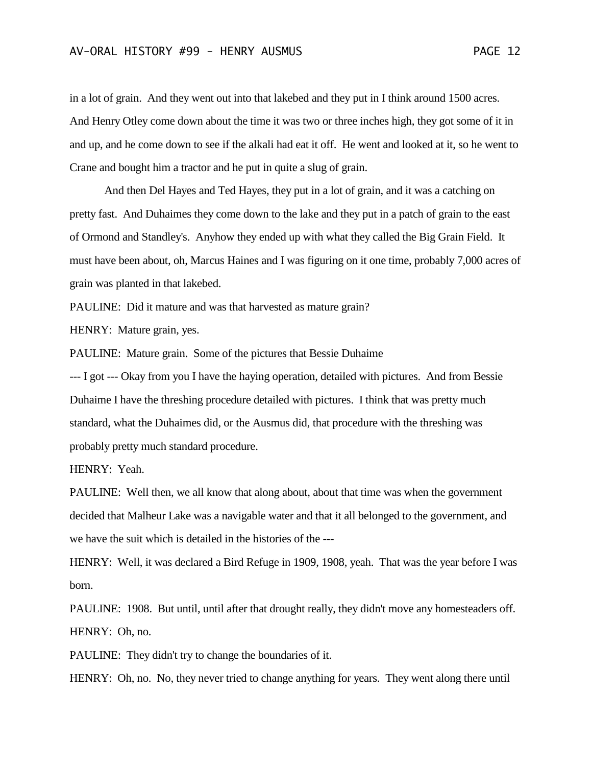in a lot of grain. And they went out into that lakebed and they put in I think around 1500 acres. And Henry Otley come down about the time it was two or three inches high, they got some of it in and up, and he come down to see if the alkali had eat it off. He went and looked at it, so he went to Crane and bought him a tractor and he put in quite a slug of grain.

And then Del Hayes and Ted Hayes, they put in a lot of grain, and it was a catching on pretty fast. And Duhaimes they come down to the lake and they put in a patch of grain to the east of Ormond and Standley's. Anyhow they ended up with what they called the Big Grain Field. It must have been about, oh, Marcus Haines and I was figuring on it one time, probably 7,000 acres of grain was planted in that lakebed.

PAULINE: Did it mature and was that harvested as mature grain?

HENRY: Mature grain, yes.

PAULINE: Mature grain. Some of the pictures that Bessie Duhaime --- I got --- Okay from you I have the haying operation, detailed with pictures. And from Bessie Duhaime I have the threshing procedure detailed with pictures. I think that was pretty much standard, what the Duhaimes did, or the Ausmus did, that procedure with the threshing was probably pretty much standard procedure.

HENRY: Yeah.

PAULINE: Well then, we all know that along about, about that time was when the government decided that Malheur Lake was a navigable water and that it all belonged to the government, and we have the suit which is detailed in the histories of the ---

HENRY: Well, it was declared a Bird Refuge in 1909, 1908, yeah. That was the year before I was born.

PAULINE: 1908. But until, until after that drought really, they didn't move any homesteaders off.

HENRY: Oh, no.

PAULINE: They didn't try to change the boundaries of it.

HENRY: Oh, no. No, they never tried to change anything for years. They went along there until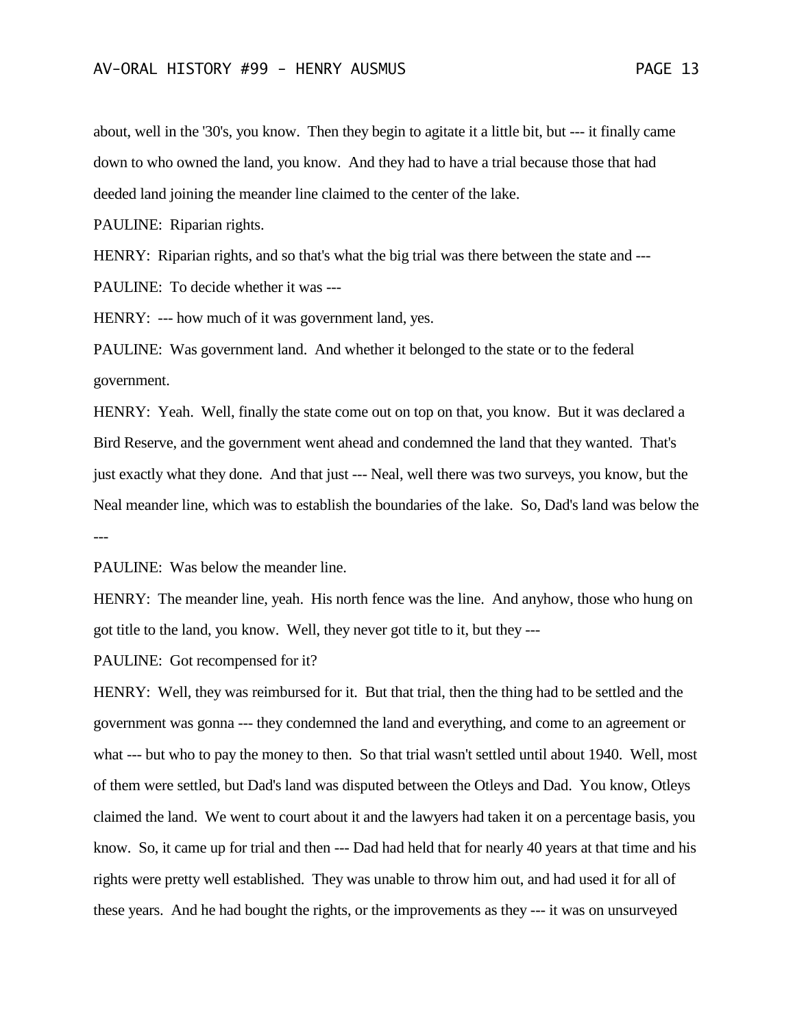about, well in the '30's, you know. Then they begin to agitate it a little bit, but --- it finally came down to who owned the land, you know. And they had to have a trial because those that had deeded land joining the meander line claimed to the center of the lake.

PAULINE: Riparian rights.

HENRY: Riparian rights, and so that's what the big trial was there between the state and ---

PAULINE: To decide whether it was ---

HENRY: --- how much of it was government land, yes.

PAULINE: Was government land. And whether it belonged to the state or to the federal government.

HENRY: Yeah. Well, finally the state come out on top on that, you know. But it was declared a Bird Reserve, and the government went ahead and condemned the land that they wanted. That's just exactly what they done. And that just --- Neal, well there was two surveys, you know, but the Neal meander line, which was to establish the boundaries of the lake. So, Dad's land was below the ---

PAULINE: Was below the meander line.

HENRY: The meander line, yeah. His north fence was the line. And anyhow, those who hung on got title to the land, you know. Well, they never got title to it, but they ---

PAULINE: Got recompensed for it?

HENRY: Well, they was reimbursed for it. But that trial, then the thing had to be settled and the government was gonna --- they condemned the land and everything, and come to an agreement or what --- but who to pay the money to then. So that trial wasn't settled until about 1940. Well, most of them were settled, but Dad's land was disputed between the Otleys and Dad. You know, Otleys claimed the land. We went to court about it and the lawyers had taken it on a percentage basis, you know. So, it came up for trial and then --- Dad had held that for nearly 40 years at that time and his rights were pretty well established. They was unable to throw him out, and had used it for all of these years. And he had bought the rights, or the improvements as they --- it was on unsurveyed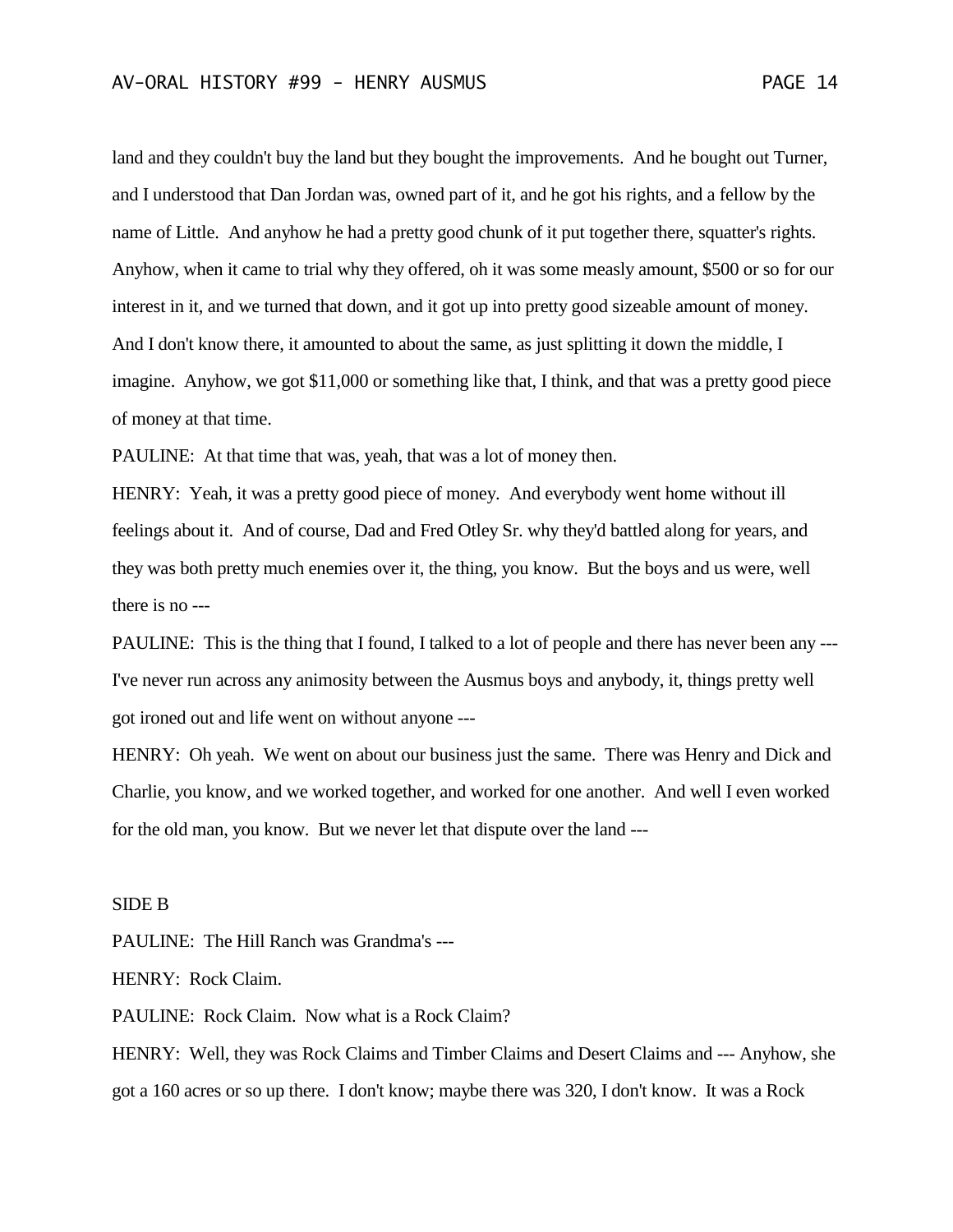land and they couldn't buy the land but they bought the improvements. And he bought out Turner, and I understood that Dan Jordan was, owned part of it, and he got his rights, and a fellow by the name of Little. And anyhow he had a pretty good chunk of it put together there, squatter's rights. Anyhow, when it came to trial why they offered, oh it was some measly amount, $500 or so for our interest in it, and we turned that down, and it got up into pretty good sizeable amount of money. And I don't know there, it amounted to about the same, as just splitting it down the middle, I imagine. Anyhow, we got $11,000 or something like that, I think, and that was a pretty good piece of money at that time.

PAULINE: At that time that was, yeah, that was a lot of money then.

HENRY: Yeah, it was a pretty good piece of money. And everybody went home without ill feelings about it. And of course, Dad and Fred Otley Sr. why they'd battled along for years, and they was both pretty much enemies over it, the thing, you know. But the boys and us were, well there is no ---

PAULINE: This is the thing that I found, I talked to a lot of people and there has never been any --- I've never run across any animosity between the Ausmus boys and anybody, it, things pretty well got ironed out and life went on without anyone ---

HENRY: Oh yeah. We went on about our business just the same. There was Henry and Dick and Charlie, you know, and we worked together, and worked for one another. And well I even worked for the old man, you know. But we never let that dispute over the land ---

SIDE B

PAULINE: The Hill Ranch was Grandma's ---

HENRY: Rock Claim.

PAULINE: Rock Claim. Now what is a Rock Claim?

HENRY: Well, they was Rock Claims and Timber Claims and Desert Claims and --- Anyhow, she got a 160 acres or so up there. I don't know; maybe there was 320, I don't know. It was a Rock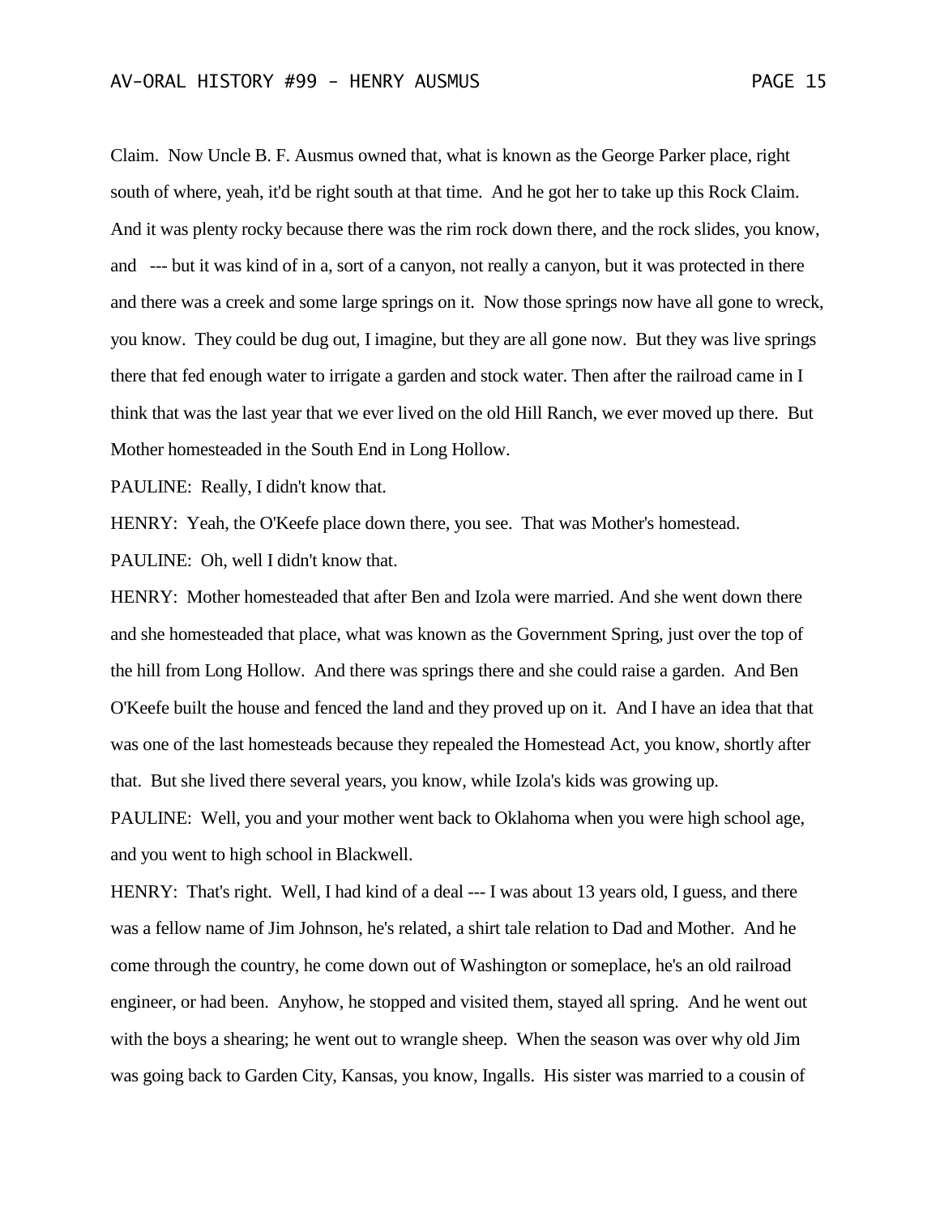Claim. Now Uncle B. F. Ausmus owned that, what is known as the George Parker place, right south of where, yeah, it'd be right south at that time. And he got her to take up this Rock Claim. And it was plenty rocky because there was the rim rock down there, and the rock slides, you know, and --- but it was kind of in a, sort of a canyon, not really a canyon, but it was protected in there and there was a creek and some large springs on it. Now those springs now have all gone to wreck, you know. They could be dug out, I imagine, but they are all gone now. But they was live springs there that fed enough water to irrigate a garden and stock water. Then after the railroad came in I think that was the last year that we ever lived on the old Hill Ranch, we ever moved up there. But Mother homesteaded in the South End in Long Hollow.

PAULINE: Really, I didn't know that.

HENRY: Yeah, the O'Keefe place down there, you see. That was Mother's homestead.

PAULINE: Oh, well I didn't know that.

HENRY: Mother homesteaded that after Ben and Izola were married. And she went down there and she homesteaded that place, what was known as the Government Spring, just over the top of the hill from Long Hollow. And there was springs there and she could raise a garden. And Ben O'Keefe built the house and fenced the land and they proved up on it. And I have an idea that that was one of the last homesteads because they repealed the Homestead Act, you know, shortly after that. But she lived there several years, you know, while Izola's kids was growing up.

PAULINE: Well, you and your mother went back to Oklahoma when you were high school age, and you went to high school in Blackwell.

HENRY: That's right. Well, I had kind of a deal --- I was about 13 years old, I guess, and there was a fellow name of Jim Johnson, he's related, a shirt tale relation to Dad and Mother. And he come through the country, he come down out of Washington or someplace, he's an old railroad engineer, or had been. Anyhow, he stopped and visited them, stayed all spring. And he went out with the boys a shearing; he went out to wrangle sheep. When the season was over why old Jim was going back to Garden City, Kansas, you know, Ingalls. His sister was married to a cousin of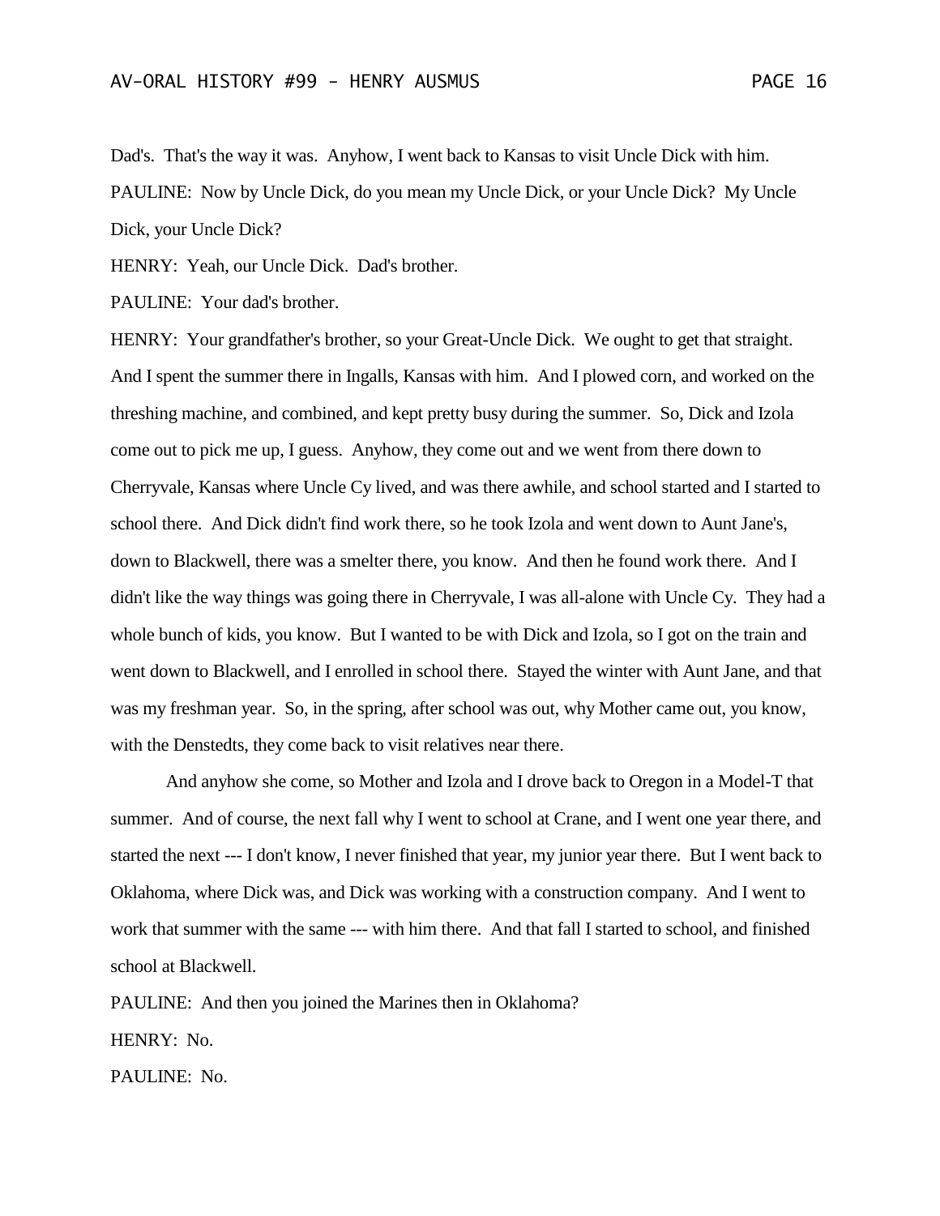Dad's. That's the way it was. Anyhow, I went back to Kansas to visit Uncle Dick with him.

PAULINE: Now by Uncle Dick, do you mean my Uncle Dick, or your Uncle Dick? My Uncle Dick, your Uncle Dick?

HENRY: Yeah, our Uncle Dick. Dad's brother.

PAULINE: Your dad's brother.

HENRY: Your grandfather's brother, so your Great-Uncle Dick. We ought to get that straight. And I spent the summer there in Ingalls, Kansas with him. And I plowed corn, and worked on the threshing machine, and combined, and kept pretty busy during the summer. So, Dick and Izola come out to pick me up, I guess. Anyhow, they come out and we went from there down to Cherryvale, Kansas where Uncle Cy lived, and was there awhile, and school started and I started to school there. And Dick didn't find work there, so he took Izola and went down to Aunt Jane's, down to Blackwell, there was a smelter there, you know. And then he found work there. And I didn't like the way things was going there in Cherryvale, I was all-alone with Uncle Cy. They had a whole bunch of kids, you know. But I wanted to be with Dick and Izola, so I got on the train and went down to Blackwell, and I enrolled in school there. Stayed the winter with Aunt Jane, and that was my freshman year. So, in the spring, after school was out, why Mother came out, you know, with the Denstedts, they come back to visit relatives near there.

And anyhow she come, so Mother and Izola and I drove back to Oregon in a Model-T that summer. And of course, the next fall why I went to school at Crane, and I went one year there, and started the next --- I don't know, I never finished that year, my junior year there. But I went back to Oklahoma, where Dick was, and Dick was working with a construction company. And I went to work that summer with the same --- with him there. And that fall I started to school, and finished school at Blackwell.

PAULINE: And then you joined the Marines then in Oklahoma?

HENRY: No.

PAULINE: No.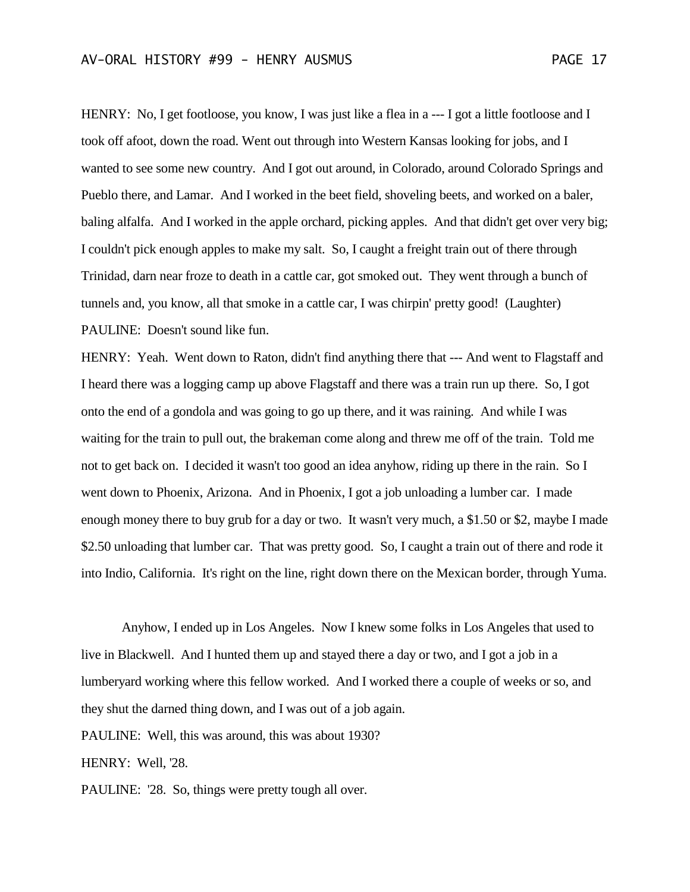HENRY: No, I get footloose, you know, I was just like a flea in a --- I got a little footloose and I took off afoot, down the road. Went out through into Western Kansas looking for jobs, and I wanted to see some new country. And I got out around, in Colorado, around Colorado Springs and Pueblo there, and Lamar. And I worked in the beet field, shoveling beets, and worked on a baler, baling alfalfa. And I worked in the apple orchard, picking apples. And that didn't get over very big; I couldn't pick enough apples to make my salt. So, I caught a freight train out of there through Trinidad, darn near froze to death in a cattle car, got smoked out. They went through a bunch of tunnels and, you know, all that smoke in a cattle car, I was chirpin' pretty good! (Laughter)

PAULINE: Doesn't sound like fun.

HENRY: Yeah. Went down to Raton, didn't find anything there that --- And went to Flagstaff and I heard there was a logging camp up above Flagstaff and there was a train run up there. So, I got onto the end of a gondola and was going to go up there, and it was raining. And while I was waiting for the train to pull out, the brakeman come along and threw me off of the train. Told me not to get back on. I decided it wasn't too good an idea anyhow, riding up there in the rain. So I went down to Phoenix, Arizona. And in Phoenix, I got a job unloading a lumber car. I made enough money there to buy grub for a day or two. It wasn't very much, a $1.50 or $2, maybe I made $2.50 unloading that lumber car. That was pretty good. So, I caught a train out of there and rode it into Indio, California. It's right on the line, right down there on the Mexican border, through Yuma.

Anyhow, I ended up in Los Angeles. Now I knew some folks in Los Angeles that used to live in Blackwell. And I hunted them up and stayed there a day or two, and I got a job in a lumberyard working where this fellow worked. And I worked there a couple of weeks or so, and they shut the darned thing down, and I was out of a job again.

PAULINE: Well, this was around, this was about 1930?

HENRY: Well, '28.

PAULINE: '28. So, things were pretty tough all over.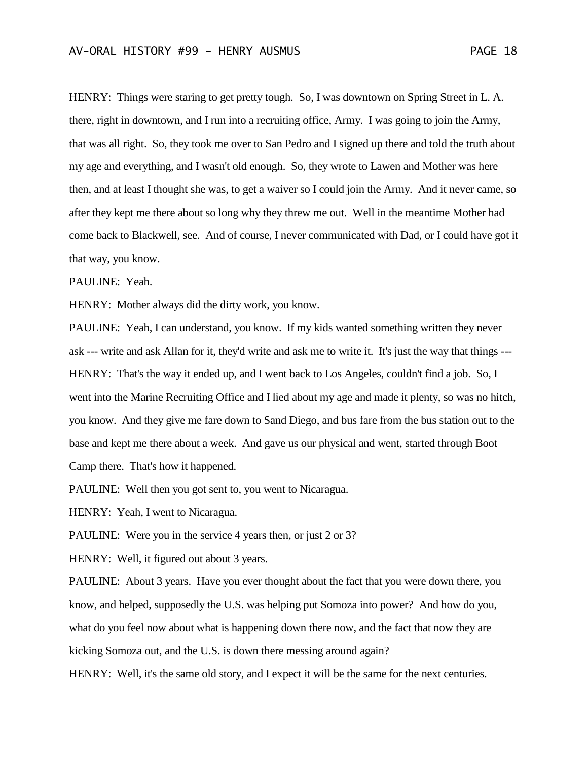HENRY: Things were staring to get pretty tough. So, I was downtown on Spring Street in L. A. there, right in downtown, and I run into a recruiting office, Army. I was going to join the Army, that was all right. So, they took me over to San Pedro and I signed up there and told the truth about my age and everything, and I wasn't old enough. So, they wrote to Lawen and Mother was here then, and at least I thought she was, to get a waiver so I could join the Army. And it never came, so after they kept me there about so long why they threw me out. Well in the meantime Mother had come back to Blackwell, see. And of course, I never communicated with Dad, or I could have got it that way, you know.

PAULINE: Yeah.

HENRY: Mother always did the dirty work, you know.

PAULINE: Yeah, I can understand, you know. If my kids wanted something written they never ask --- write and ask Allan for it, they'd write and ask me to write it. It's just the way that things ---

HENRY: That's the way it ended up, and I went back to Los Angeles, couldn't find a job. So, I went into the Marine Recruiting Office and I lied about my age and made it plenty, so was no hitch, you know. And they give me fare down to Sand Diego, and bus fare from the bus station out to the base and kept me there about a week. And gave us our physical and went, started through Boot Camp there. That's how it happened.

PAULINE: Well then you got sent to, you went to Nicaragua.

HENRY: Yeah, I went to Nicaragua.

PAULINE: Were you in the service 4 years then, or just 2 or 3?

HENRY: Well, it figured out about 3 years.

PAULINE: About 3 years. Have you ever thought about the fact that you were down there, you know, and helped, supposedly the U.S. was helping put Somoza into power? And how do you, what do you feel now about what is happening down there now, and the fact that now they are kicking Somoza out, and the U.S. is down there messing around again?

HENRY: Well, it's the same old story, and I expect it will be the same for the next centuries.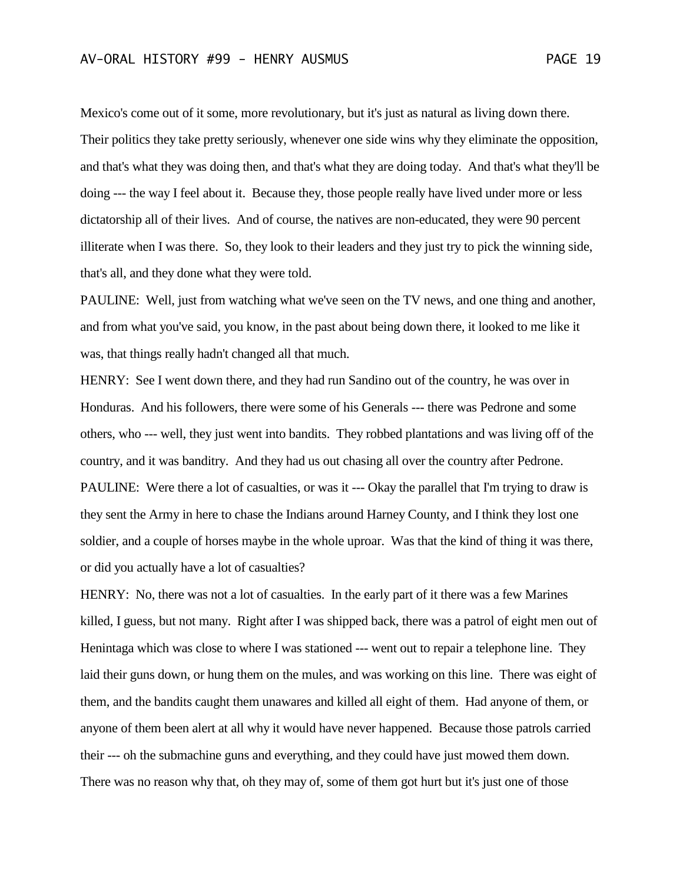Mexico's come out of it some, more revolutionary, but it's just as natural as living down there. Their politics they take pretty seriously, whenever one side wins why they eliminate the opposition, and that's what they was doing then, and that's what they are doing today. And that's what they'll be doing --- the way I feel about it. Because they, those people really have lived under more or less dictatorship all of their lives. And of course, the natives are non-educated, they were 90 percent illiterate when I was there. So, they look to their leaders and they just try to pick the winning side, that's all, and they done what they were told.

PAULINE: Well, just from watching what we've seen on the TV news, and one thing and another, and from what you've said, you know, in the past about being down there, it looked to me like it was, that things really hadn't changed all that much.

HENRY: See I went down there, and they had run Sandino out of the country, he was over in Honduras. And his followers, there were some of his Generals --- there was Pedrone and some others, who --- well, they just went into bandits. They robbed plantations and was living off of the country, and it was banditry. And they had us out chasing all over the country after Pedrone.

PAULINE: Were there a lot of casualties, or was it --- Okay the parallel that I'm trying to draw is they sent the Army in here to chase the Indians around Harney County, and I think they lost one soldier, and a couple of horses maybe in the whole uproar. Was that the kind of thing it was there, or did you actually have a lot of casualties?

HENRY: No, there was not a lot of casualties. In the early part of it there was a few Marines killed, I guess, but not many. Right after I was shipped back, there was a patrol of eight men out of Henintaga which was close to where I was stationed --- went out to repair a telephone line. They laid their guns down, or hung them on the mules, and was working on this line. There was eight of them, and the bandits caught them unawares and killed all eight of them. Had anyone of them, or anyone of them been alert at all why it would have never happened. Because those patrols carried their --- oh the submachine guns and everything, and they could have just mowed them down. There was no reason why that, oh they may of, some of them got hurt but it's just one of those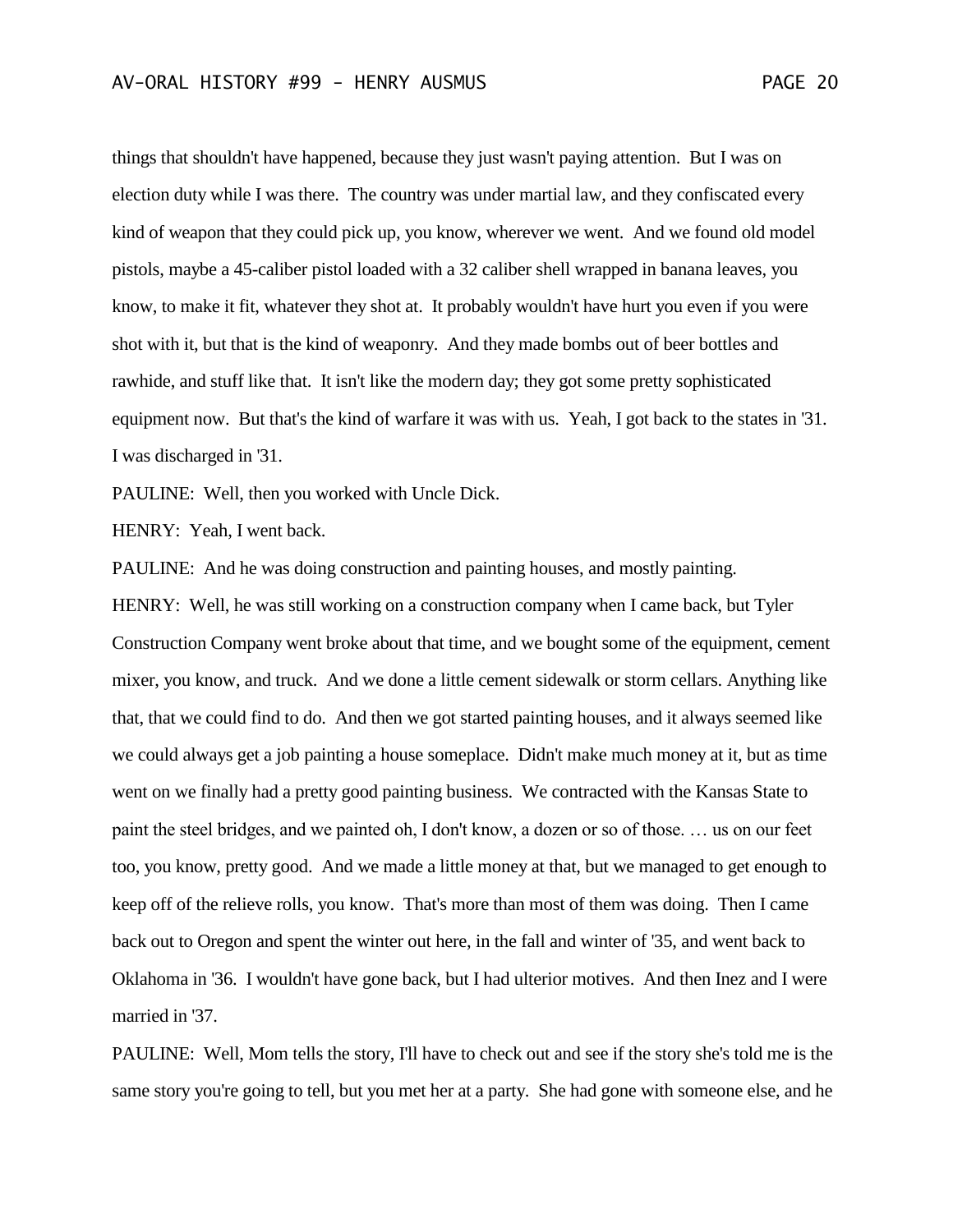things that shouldn't have happened, because they just wasn't paying attention. But I was on election duty while I was there. The country was under martial law, and they confiscated every kind of weapon that they could pick up, you know, wherever we went. And we found old model pistols, maybe a 45-caliber pistol loaded with a 32 caliber shell wrapped in banana leaves, you know, to make it fit, whatever they shot at. It probably wouldn't have hurt you even if you were shot with it, but that is the kind of weaponry. And they made bombs out of beer bottles and rawhide, and stuff like that. It isn't like the modern day; they got some pretty sophisticated equipment now. But that's the kind of warfare it was with us. Yeah, I got back to the states in '31. I was discharged in '31.

PAULINE: Well, then you worked with Uncle Dick.

HENRY: Yeah, I went back.

PAULINE: And he was doing construction and painting houses, and mostly painting.

HENRY: Well, he was still working on a construction company when I came back, but Tyler Construction Company went broke about that time, and we bought some of the equipment, cement mixer, you know, and truck. And we done a little cement sidewalk or storm cellars. Anything like that, that we could find to do. And then we got started painting houses, and it always seemed like we could always get a job painting a house someplace. Didn't make much money at it, but as time went on we finally had a pretty good painting business. We contracted with the Kansas State to paint the steel bridges, and we painted oh, I don't know, a dozen or so of those. … us on our feet too, you know, pretty good. And we made a little money at that, but we managed to get enough to keep off of the relieve rolls, you know. That's more than most of them was doing. Then I came back out to Oregon and spent the winter out here, in the fall and winter of '35, and went back to Oklahoma in '36. I wouldn't have gone back, but I had ulterior motives. And then Inez and I were married in '37.

PAULINE: Well, Mom tells the story, I'll have to check out and see if the story she's told me is the same story you're going to tell, but you met her at a party. She had gone with someone else, and he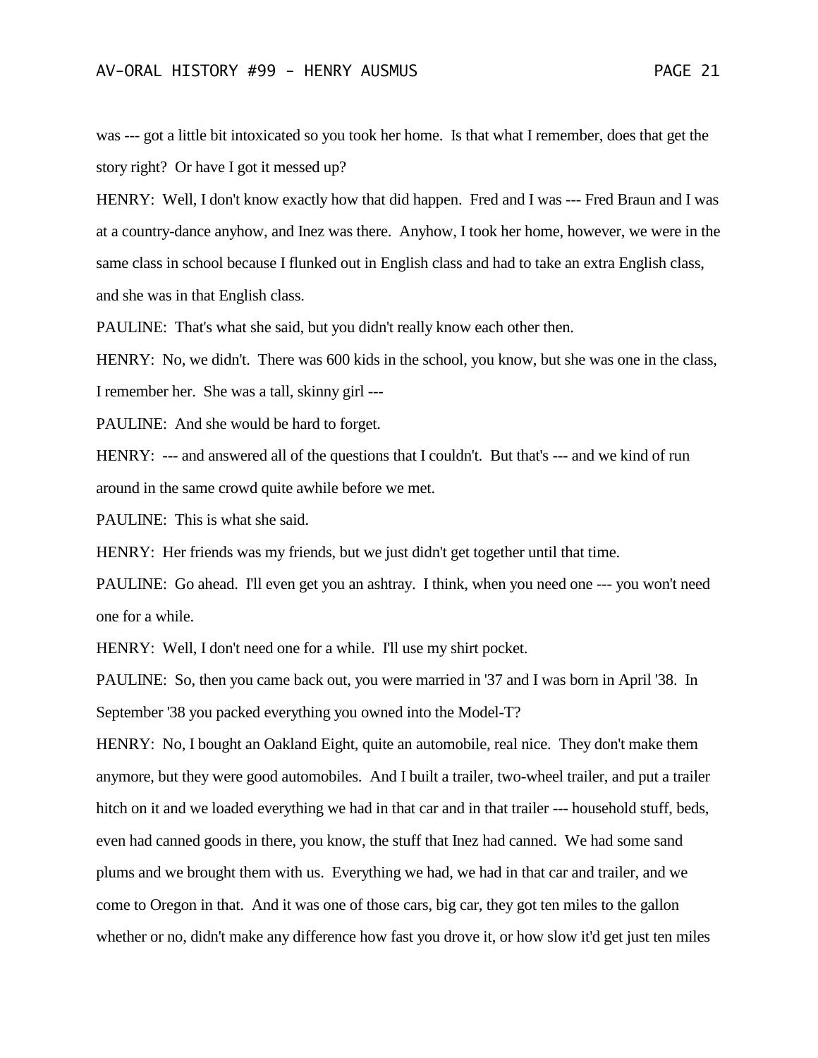was --- got a little bit intoxicated so you took her home. Is that what I remember, does that get the story right? Or have I got it messed up?

HENRY: Well, I don't know exactly how that did happen. Fred and I was --- Fred Braun and I was at a country-dance anyhow, and Inez was there. Anyhow, I took her home, however, we were in the same class in school because I flunked out in English class and had to take an extra English class, and she was in that English class.

PAULINE: That's what she said, but you didn't really know each other then.

HENRY: No, we didn't. There was 600 kids in the school, you know, but she was one in the class, I remember her. She was a tall, skinny girl ---

PAULINE: And she would be hard to forget.

HENRY: --- and answered all of the questions that I couldn't. But that's --- and we kind of run around in the same crowd quite awhile before we met.

PAULINE: This is what she said.

HENRY: Her friends was my friends, but we just didn't get together until that time.

PAULINE: Go ahead. I'll even get you an ashtray. I think, when you need one --- you won't need one for a while.

HENRY: Well, I don't need one for a while. I'll use my shirt pocket.

PAULINE: So, then you came back out, you were married in '37 and I was born in April '38. In September '38 you packed everything you owned into the Model-T?

HENRY: No, I bought an Oakland Eight, quite an automobile, real nice. They don't make them anymore, but they were good automobiles. And I built a trailer, two-wheel trailer, and put a trailer hitch on it and we loaded everything we had in that car and in that trailer --- household stuff, beds, even had canned goods in there, you know, the stuff that Inez had canned. We had some sand plums and we brought them with us. Everything we had, we had in that car and trailer, and we come to Oregon in that. And it was one of those cars, big car, they got ten miles to the gallon whether or no, didn't make any difference how fast you drove it, or how slow it'd get just ten miles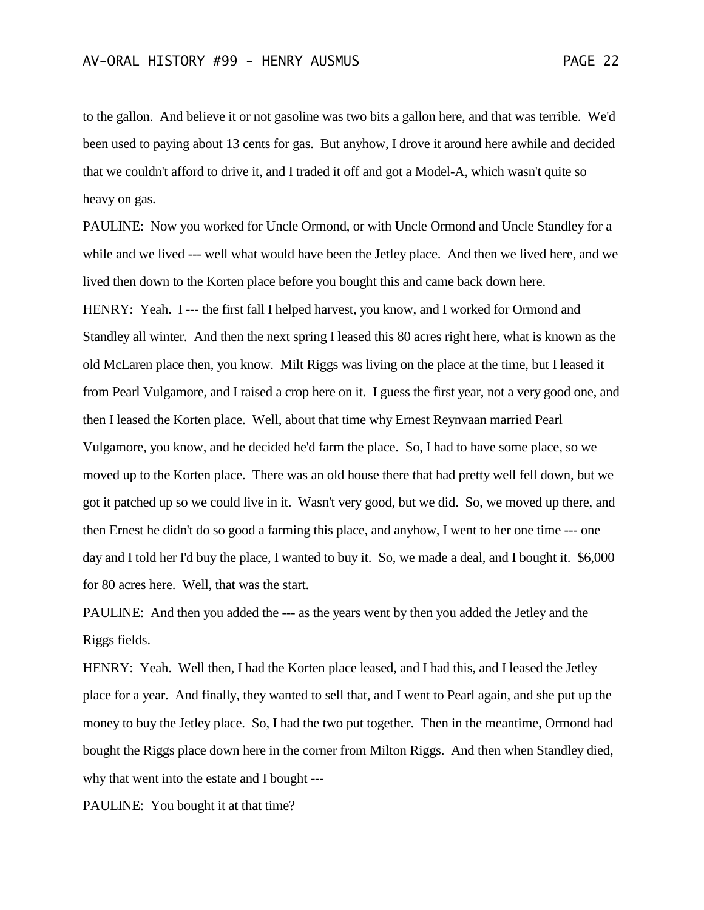to the gallon. And believe it or not gasoline was two bits a gallon here, and that was terrible. We'd been used to paying about 13 cents for gas. But anyhow, I drove it around here awhile and decided that we couldn't afford to drive it, and I traded it off and got a Model-A, which wasn't quite so heavy on gas.

PAULINE: Now you worked for Uncle Ormond, or with Uncle Ormond and Uncle Standley for a while and we lived --- well what would have been the Jetley place. And then we lived here, and we lived then down to the Korten place before you bought this and came back down here.

HENRY: Yeah. I --- the first fall I helped harvest, you know, and I worked for Ormond and Standley all winter. And then the next spring I leased this 80 acres right here, what is known as the old McLaren place then, you know. Milt Riggs was living on the place at the time, but I leased it from Pearl Vulgamore, and I raised a crop here on it. I guess the first year, not a very good one, and then I leased the Korten place. Well, about that time why Ernest Reynvaan married Pearl Vulgamore, you know, and he decided he'd farm the place. So, I had to have some place, so we moved up to the Korten place. There was an old house there that had pretty well fell down, but we got it patched up so we could live in it. Wasn't very good, but we did. So, we moved up there, and then Ernest he didn't do so good a farming this place, and anyhow, I went to her one time --- one day and I told her I'd buy the place, I wanted to buy it. So, we made a deal, and I bought it. $6,000 for 80 acres here. Well, that was the start.

PAULINE: And then you added the --- as the years went by then you added the Jetley and the Riggs fields.

HENRY: Yeah. Well then, I had the Korten place leased, and I had this, and I leased the Jetley place for a year. And finally, they wanted to sell that, and I went to Pearl again, and she put up the money to buy the Jetley place. So, I had the two put together. Then in the meantime, Ormond had bought the Riggs place down here in the corner from Milton Riggs. And then when Standley died, why that went into the estate and I bought ---

PAULINE: You bought it at that time?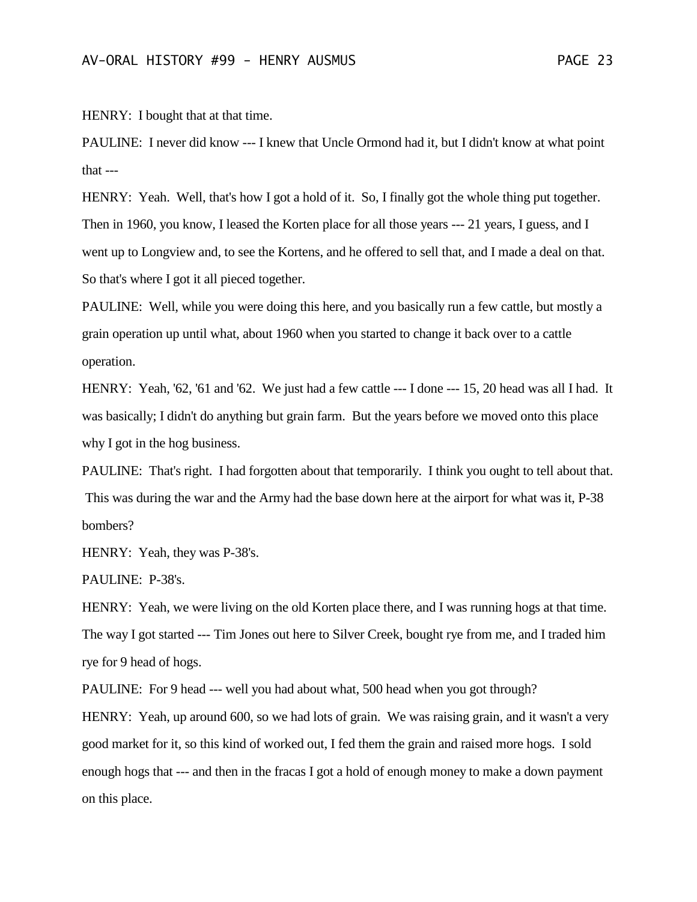HENRY: I bought that at that time.

PAULINE: I never did know --- I knew that Uncle Ormond had it, but I didn't know at what point that ---

HENRY: Yeah. Well, that's how I got a hold of it. So, I finally got the whole thing put together. Then in 1960, you know, I leased the Korten place for all those years --- 21 years, I guess, and I went up to Longview and, to see the Kortens, and he offered to sell that, and I made a deal on that. So that's where I got it all pieced together.

PAULINE: Well, while you were doing this here, and you basically run a few cattle, but mostly a grain operation up until what, about 1960 when you started to change it back over to a cattle operation.

HENRY: Yeah, '62, '61 and '62. We just had a few cattle --- I done --- 15, 20 head was all I had. It was basically; I didn't do anything but grain farm. But the years before we moved onto this place why I got in the hog business.

PAULINE: That's right. I had forgotten about that temporarily. I think you ought to tell about that. This was during the war and the Army had the base down here at the airport for what was it, P-38 bombers?

HENRY: Yeah, they was P-38's.

PAULINE: P-38's.

HENRY: Yeah, we were living on the old Korten place there, and I was running hogs at that time. The way I got started --- Tim Jones out here to Silver Creek, bought rye from me, and I traded him rye for 9 head of hogs.

PAULINE: For 9 head --- well you had about what, 500 head when you got through?

HENRY: Yeah, up around 600, so we had lots of grain. We was raising grain, and it wasn't a very good market for it, so this kind of worked out, I fed them the grain and raised more hogs. I sold enough hogs that --- and then in the fracas I got a hold of enough money to make a down payment on this place.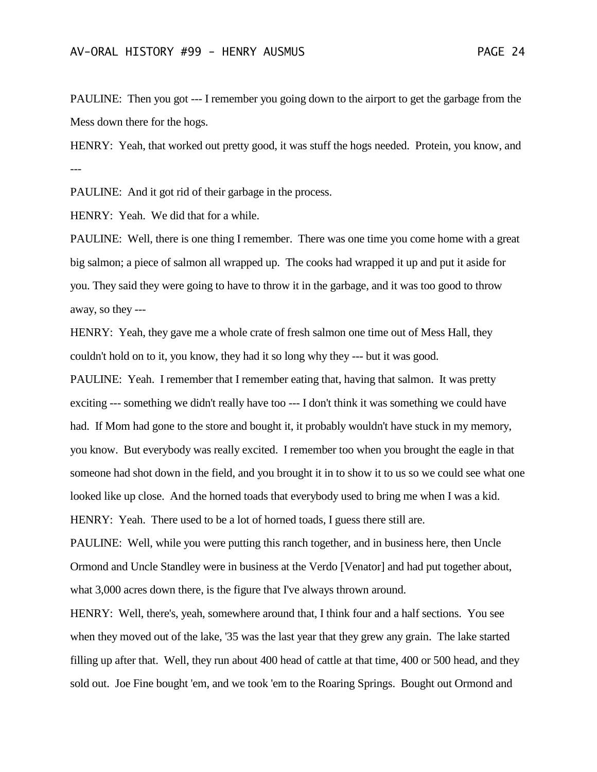PAULINE: Then you got --- I remember you going down to the airport to get the garbage from the Mess down there for the hogs.

HENRY: Yeah, that worked out pretty good, it was stuff the hogs needed. Protein, you know, and ---

PAULINE: And it got rid of their garbage in the process.

HENRY: Yeah. We did that for a while.

PAULINE: Well, there is one thing I remember. There was one time you come home with a great big salmon; a piece of salmon all wrapped up. The cooks had wrapped it up and put it aside for you. They said they were going to have to throw it in the garbage, and it was too good to throw away, so they ---

HENRY: Yeah, they gave me a whole crate of fresh salmon one time out of Mess Hall, they couldn't hold on to it, you know, they had it so long why they --- but it was good.

PAULINE: Yeah. I remember that I remember eating that, having that salmon. It was pretty exciting --- something we didn't really have too --- I don't think it was something we could have had. If Mom had gone to the store and bought it, it probably wouldn't have stuck in my memory, you know. But everybody was really excited. I remember too when you brought the eagle in that someone had shot down in the field, and you brought it in to show it to us so we could see what one looked like up close. And the horned toads that everybody used to bring me when I was a kid.

HENRY: Yeah. There used to be a lot of horned toads, I guess there still are.

PAULINE: Well, while you were putting this ranch together, and in business here, then Uncle Ormond and Uncle Standley were in business at the Verdo [Venator] and had put together about, what 3,000 acres down there, is the figure that I've always thrown around.

HENRY: Well, there's, yeah, somewhere around that, I think four and a half sections. You see when they moved out of the lake, '35 was the last year that they grew any grain. The lake started filling up after that. Well, they run about 400 head of cattle at that time, 400 or 500 head, and they sold out. Joe Fine bought 'em, and we took 'em to the Roaring Springs. Bought out Ormond and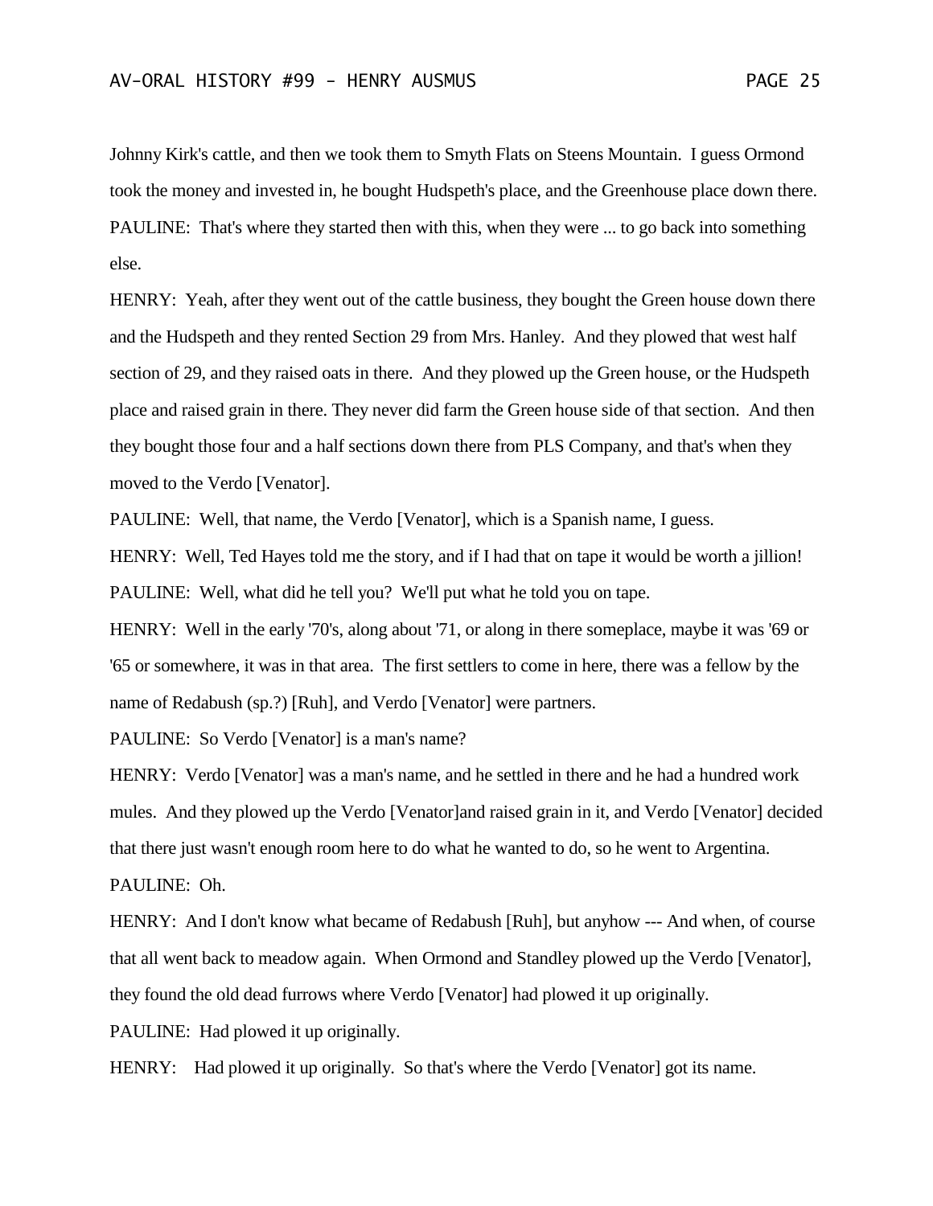Johnny Kirk's cattle, and then we took them to Smyth Flats on Steens Mountain. I guess Ormond took the money and invested in, he bought Hudspeth's place, and the Greenhouse place down there.

PAULINE: That's where they started then with this, when they were ... to go back into something else.

HENRY: Yeah, after they went out of the cattle business, they bought the Green house down there and the Hudspeth and they rented Section 29 from Mrs. Hanley. And they plowed that west half section of 29, and they raised oats in there. And they plowed up the Green house, or the Hudspeth place and raised grain in there. They never did farm the Green house side of that section. And then they bought those four and a half sections down there from PLS Company, and that's when they moved to the Verdo [Venator].

PAULINE: Well, that name, the Verdo [Venator], which is a Spanish name, I guess.

HENRY: Well, Ted Hayes told me the story, and if I had that on tape it would be worth a jillion!

PAULINE: Well, what did he tell you? We'll put what he told you on tape.

HENRY: Well in the early '70's, along about '71, or along in there someplace, maybe it was '69 or '65 or somewhere, it was in that area. The first settlers to come in here, there was a fellow by the name of Redabush (sp.?) [Ruh], and Verdo [Venator] were partners.

PAULINE: So Verdo [Venator] is a man's name?

HENRY: Verdo [Venator] was a man's name, and he settled in there and he had a hundred work mules. And they plowed up the Verdo [Venator]and raised grain in it, and Verdo [Venator] decided that there just wasn't enough room here to do what he wanted to do, so he went to Argentina.

PAULINE: Oh.

HENRY: And I don't know what became of Redabush [Ruh], but anyhow --- And when, of course that all went back to meadow again. When Ormond and Standley plowed up the Verdo [Venator], they found the old dead furrows where Verdo [Venator] had plowed it up originally.

PAULINE: Had plowed it up originally.

HENRY: Had plowed it up originally. So that's where the Verdo [Venator] got its name.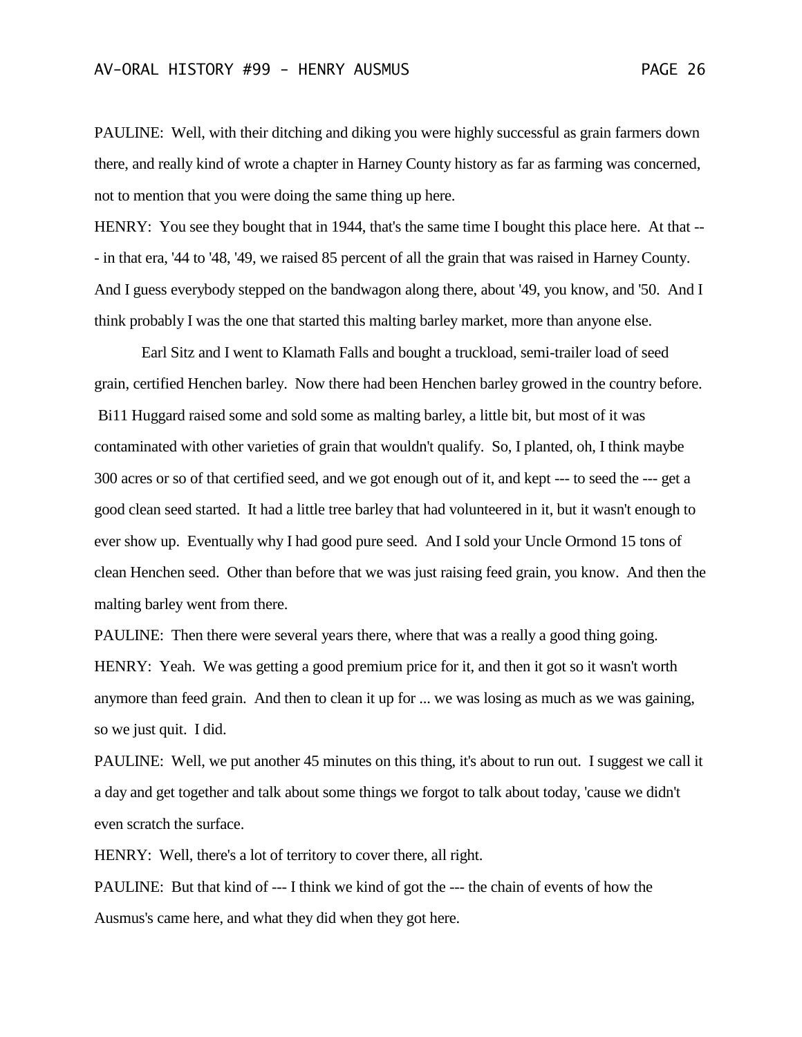PAULINE: Well, with their ditching and diking you were highly successful as grain farmers down there, and really kind of wrote a chapter in Harney County history as far as farming was concerned, not to mention that you were doing the same thing up here.

HENRY: You see they bought that in 1944, that's the same time I bought this place here. At that --- in that era, '44 to '48, '49, we raised 85 percent of all the grain that was raised in Harney County. And I guess everybody stepped on the bandwagon along there, about '49, you know, and '50. And I think probably I was the one that started this malting barley market, more than anyone else.

Earl Sitz and I went to Klamath Falls and bought a truckload, semi-trailer load of seed grain, certified Henchen barley. Now there had been Henchen barley growed in the country before. Bi11 Huggard raised some and sold some as malting barley, a little bit, but most of it was contaminated with other varieties of grain that wouldn't qualify. So, I planted, oh, I think maybe 300 acres or so of that certified seed, and we got enough out of it, and kept --- to seed the --- get a good clean seed started. It had a little tree barley that had volunteered in it, but it wasn't enough to ever show up. Eventually why I had good pure seed. And I sold your Uncle Ormond 15 tons of clean Henchen seed. Other than before that we was just raising feed grain, you know. And then the malting barley went from there.

PAULINE: Then there were several years there, where that was a really a good thing going.

HENRY: Yeah. We was getting a good premium price for it, and then it got so it wasn't worth anymore than feed grain. And then to clean it up for ... we was losing as much as we was gaining, so we just quit. I did.

PAULINE: Well, we put another 45 minutes on this thing, it's about to run out. I suggest we call it a day and get together and talk about some things we forgot to talk about today, 'cause we didn't even scratch the surface.

HENRY: Well, there's a lot of territory to cover there, all right.

PAULINE: But that kind of --- I think we kind of got the --- the chain of events of how the Ausmus's came here, and what they did when they got here.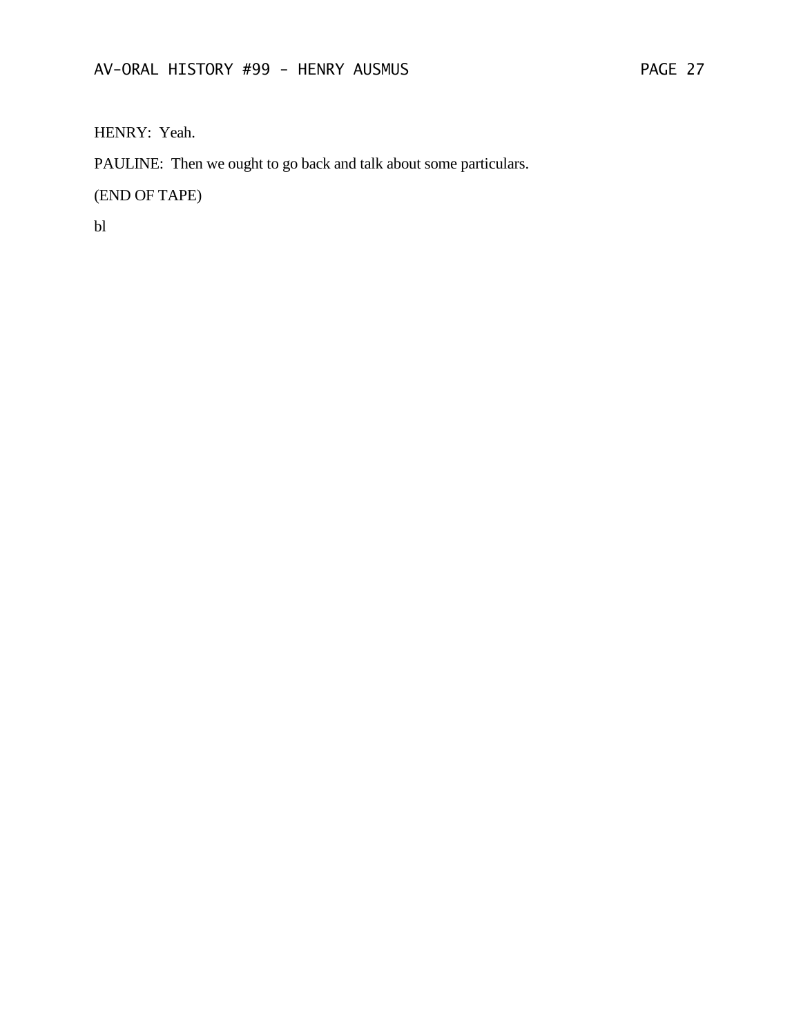HENRY: Yeah.

PAULINE: Then we ought to go back and talk about some particulars.

(END OF TAPE)

bl